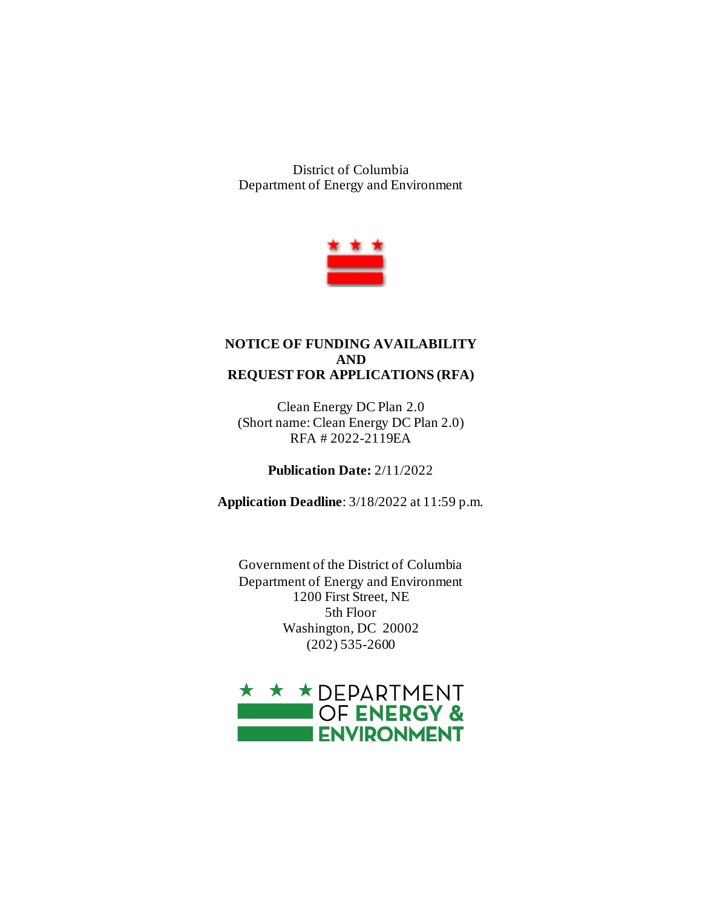District of Columbia
Department of Energy and Environment

# NOTICE OF FUNDING AVAILABILITY AND REQUEST FOR APPLICATIONS (RFA)

Clean Energy DC Plan 2.0
(Short name: Clean Energy DC Plan 2.0)
RFA # 2022-2119EA

**Publication Date:** 2/11/2022

**Application Deadline**: 3/18/2022 at 11:59 p.m.

Government of the District of Columbia
Department of Energy and Environment
1200 First Street, NE
5th Floor
Washington, DC 20002
(202) 535-2600

DEPARTMENT OF ENERGY & ENVIRONMENT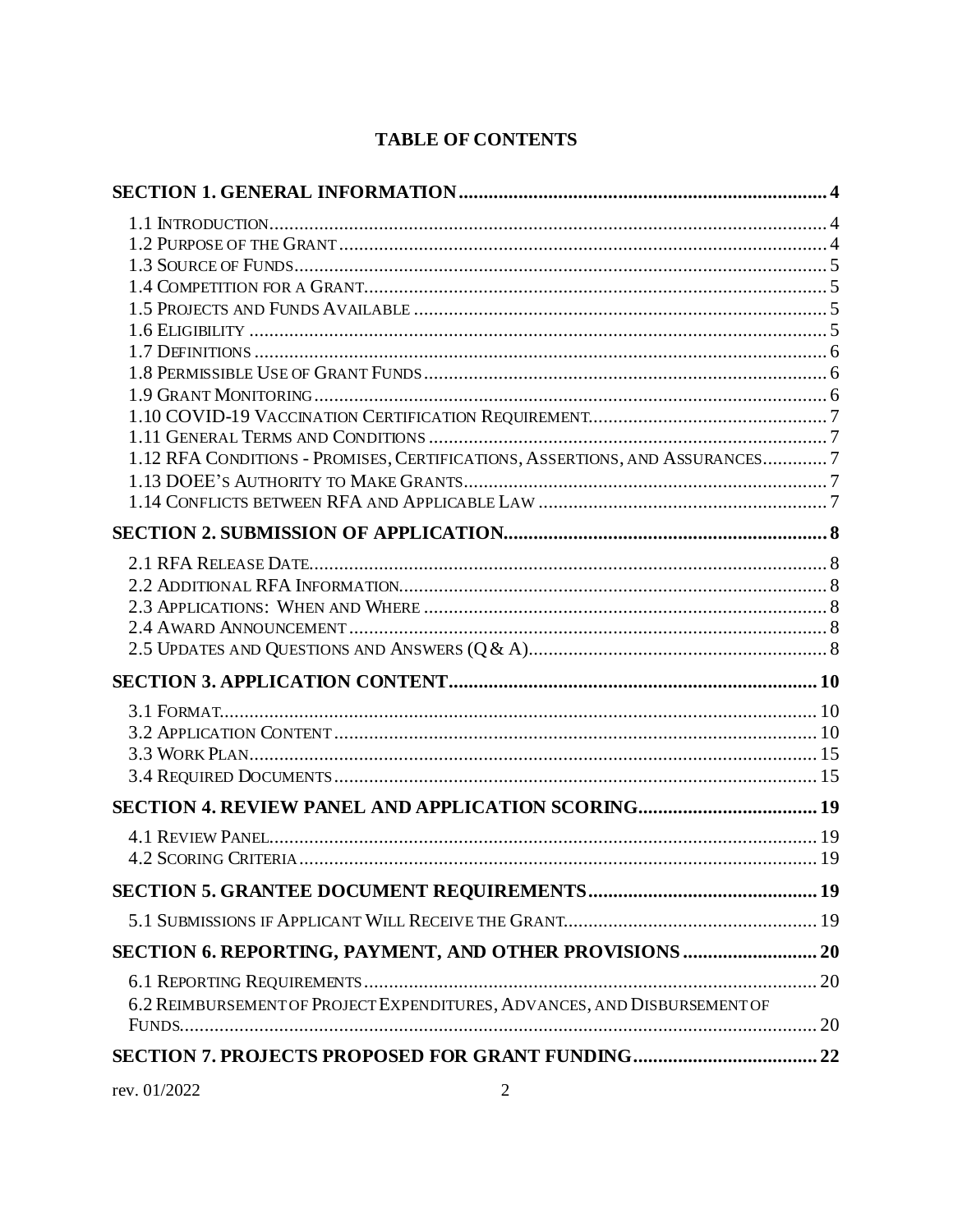# TABLE OF CONTENTS

**SECTION 1. GENERAL INFORMATION .......... 4**

1.1 INTRODUCTION .......... 4
1.2 PURPOSE OF THE GRANT .......... 4
1.3 SOURCE OF FUNDS .......... 5
1.4 COMPETITION FOR A GRANT .......... 5
1.5 PROJECTS AND FUNDS AVAILABLE .......... 5
1.6 ELIGIBILITY .......... 5
1.7 DEFINITIONS .......... 6
1.8 PERMISSIBLE USE OF GRANT FUNDS .......... 6
1.9 GRANT MONITORING .......... 6
1.10 COVID-19 VACCINATION CERTIFICATION REQUIREMENT .......... 7
1.11 GENERAL TERMS AND CONDITIONS .......... 7
1.12 RFA CONDITIONS - PROMISES, CERTIFICATIONS, ASSERTIONS, AND ASSURANCES .......... 7
1.13 DOEE'S AUTHORITY TO MAKE GRANTS .......... 7
1.14 CONFLICTS BETWEEN RFA AND APPLICABLE LAW .......... 7

**SECTION 2. SUBMISSION OF APPLICATION .......... 8**

2.1 RFA RELEASE DATE .......... 8
2.2 ADDITIONAL RFA INFORMATION .......... 8
2.3 APPLICATIONS: WHEN AND WHERE .......... 8
2.4 AWARD ANNOUNCEMENT .......... 8
2.5 UPDATES AND QUESTIONS AND ANSWERS (Q & A) .......... 8

**SECTION 3. APPLICATION CONTENT .......... 10**

3.1 FORMAT .......... 10
3.2 APPLICATION CONTENT .......... 10
3.3 WORK PLAN .......... 15
3.4 REQUIRED DOCUMENTS .......... 15

**SECTION 4. REVIEW PANEL AND APPLICATION SCORING .......... 19**

4.1 REVIEW PANEL .......... 19
4.2 SCORING CRITERIA .......... 19

**SECTION 5. GRANTEE DOCUMENT REQUIREMENTS .......... 19**

5.1 SUBMISSIONS IF APPLICANT WILL RECEIVE THE GRANT .......... 19

**SECTION 6. REPORTING, PAYMENT, AND OTHER PROVISIONS .......... 20**

6.1 REPORTING REQUIREMENTS .......... 20
6.2 REIMBURSEMENT OF PROJECT EXPENDITURES, ADVANCES, AND DISBURSEMENT OF FUNDS .......... 20

**SECTION 7. PROJECTS PROPOSED FOR GRANT FUNDING .......... 22**

rev. 01/2022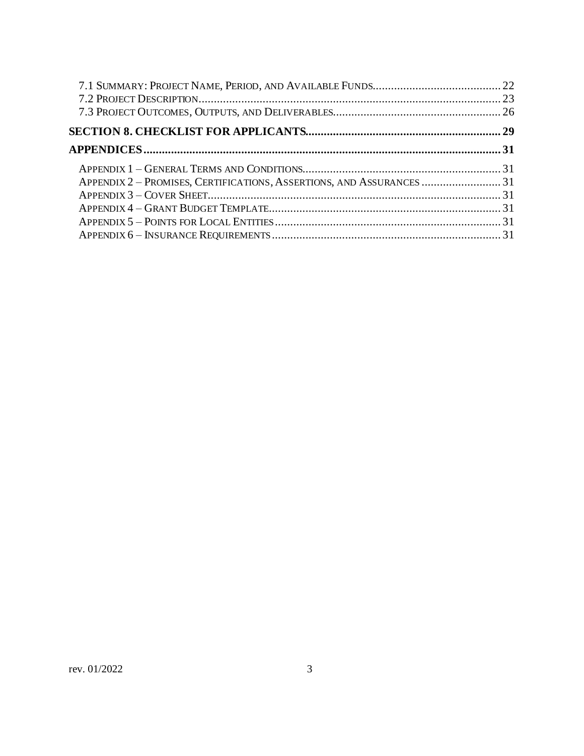7.1 Summary: Project Name, Period, and Available Funds .......... 22
7.2 Project Description .......... 23
7.3 Project Outcomes, Outputs, and Deliverables .......... 26

**SECTION 8. CHECKLIST FOR APPLICANTS .......... 29**

**APPENDICES .......... 31**

Appendix 1 – General Terms and Conditions .......... 31
Appendix 2 – Promises, Certifications, Assertions, and Assurances .......... 31
Appendix 3 – Cover Sheet .......... 31
Appendix 4 – Grant Budget Template .......... 31
Appendix 5 – Points for Local Entities .......... 31
Appendix 6 – Insurance Requirements .......... 31

rev. 01/2022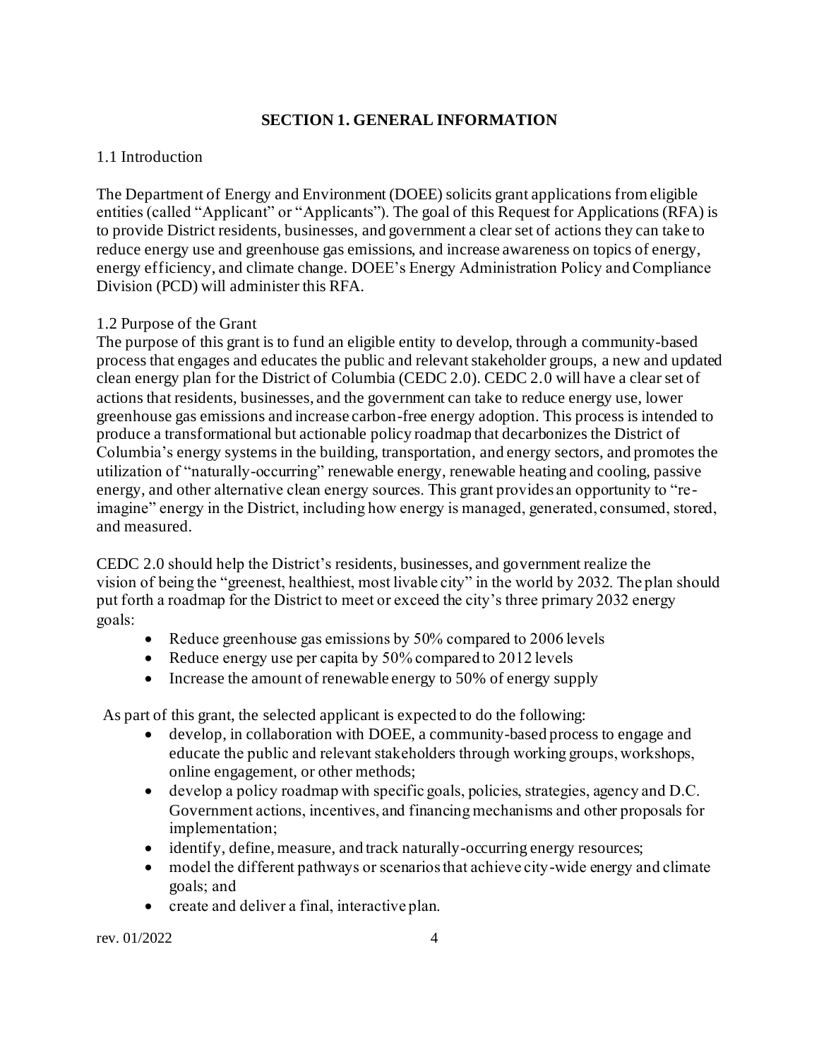# SECTION 1. GENERAL INFORMATION

## 1.1 Introduction

The Department of Energy and Environment (DOEE) solicits grant applications from eligible entities (called "Applicant" or "Applicants"). The goal of this Request for Applications (RFA) is to provide District residents, businesses, and government a clear set of actions they can take to reduce energy use and greenhouse gas emissions, and increase awareness on topics of energy, energy efficiency, and climate change. DOEE's Energy Administration Policy and Compliance Division (PCD) will administer this RFA.

## 1.2 Purpose of the Grant

The purpose of this grant is to fund an eligible entity to develop, through a community-based process that engages and educates the public and relevant stakeholder groups, a new and updated clean energy plan for the District of Columbia (CEDC 2.0). CEDC 2.0 will have a clear set of actions that residents, businesses, and the government can take to reduce energy use, lower greenhouse gas emissions and increase carbon-free energy adoption. This process is intended to produce a transformational but actionable policy roadmap that decarbonizes the District of Columbia's energy systems in the building, transportation, and energy sectors, and promotes the utilization of "naturally-occurring" renewable energy, renewable heating and cooling, passive energy, and other alternative clean energy sources. This grant provides an opportunity to "re-imagine" energy in the District, including how energy is managed, generated, consumed, stored, and measured.

CEDC 2.0 should help the District's residents, businesses, and government realize the vision of being the "greenest, healthiest, most livable city" in the world by 2032. The plan should put forth a roadmap for the District to meet or exceed the city's three primary 2032 energy goals:

- Reduce greenhouse gas emissions by 50% compared to 2006 levels
- Reduce energy use per capita by 50% compared to 2012 levels
- Increase the amount of renewable energy to 50% of energy supply

As part of this grant, the selected applicant is expected to do the following:

- develop, in collaboration with DOEE, a community-based process to engage and educate the public and relevant stakeholders through working groups, workshops, online engagement, or other methods;
- develop a policy roadmap with specific goals, policies, strategies, agency and D.C. Government actions, incentives, and financing mechanisms and other proposals for implementation;
- identify, define, measure, and track naturally-occurring energy resources;
- model the different pathways or scenarios that achieve city-wide energy and climate goals; and
- create and deliver a final, interactive plan.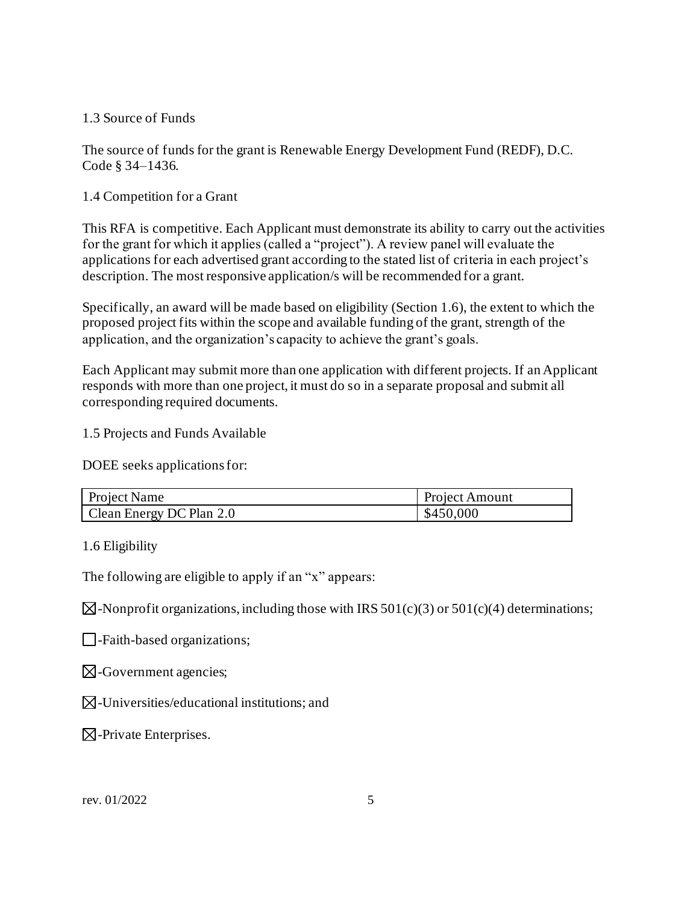## 1.3 Source of Funds

The source of funds for the grant is Renewable Energy Development Fund (REDF), D.C. Code § 34–1436.

## 1.4 Competition for a Grant

This RFA is competitive. Each Applicant must demonstrate its ability to carry out the activities for the grant for which it applies (called a "project"). A review panel will evaluate the applications for each advertised grant according to the stated list of criteria in each project's description. The most responsive application/s will be recommended for a grant.

Specifically, an award will be made based on eligibility (Section 1.6), the extent to which the proposed project fits within the scope and available funding of the grant, strength of the application, and the organization's capacity to achieve the grant's goals.

Each Applicant may submit more than one application with different projects. If an Applicant responds with more than one project, it must do so in a separate proposal and submit all corresponding required documents.

## 1.5 Projects and Funds Available

DOEE seeks applications for:

| Project Name | Project Amount |
|---|---|
| Clean Energy DC Plan 2.0 | $450,000 |

## 1.6 Eligibility

The following are eligible to apply if an "x" appears:

☒-Nonprofit organizations, including those with IRS 501(c)(3) or 501(c)(4) determinations;

☐-Faith-based organizations;

☒-Government agencies;

☒-Universities/educational institutions; and

☒-Private Enterprises.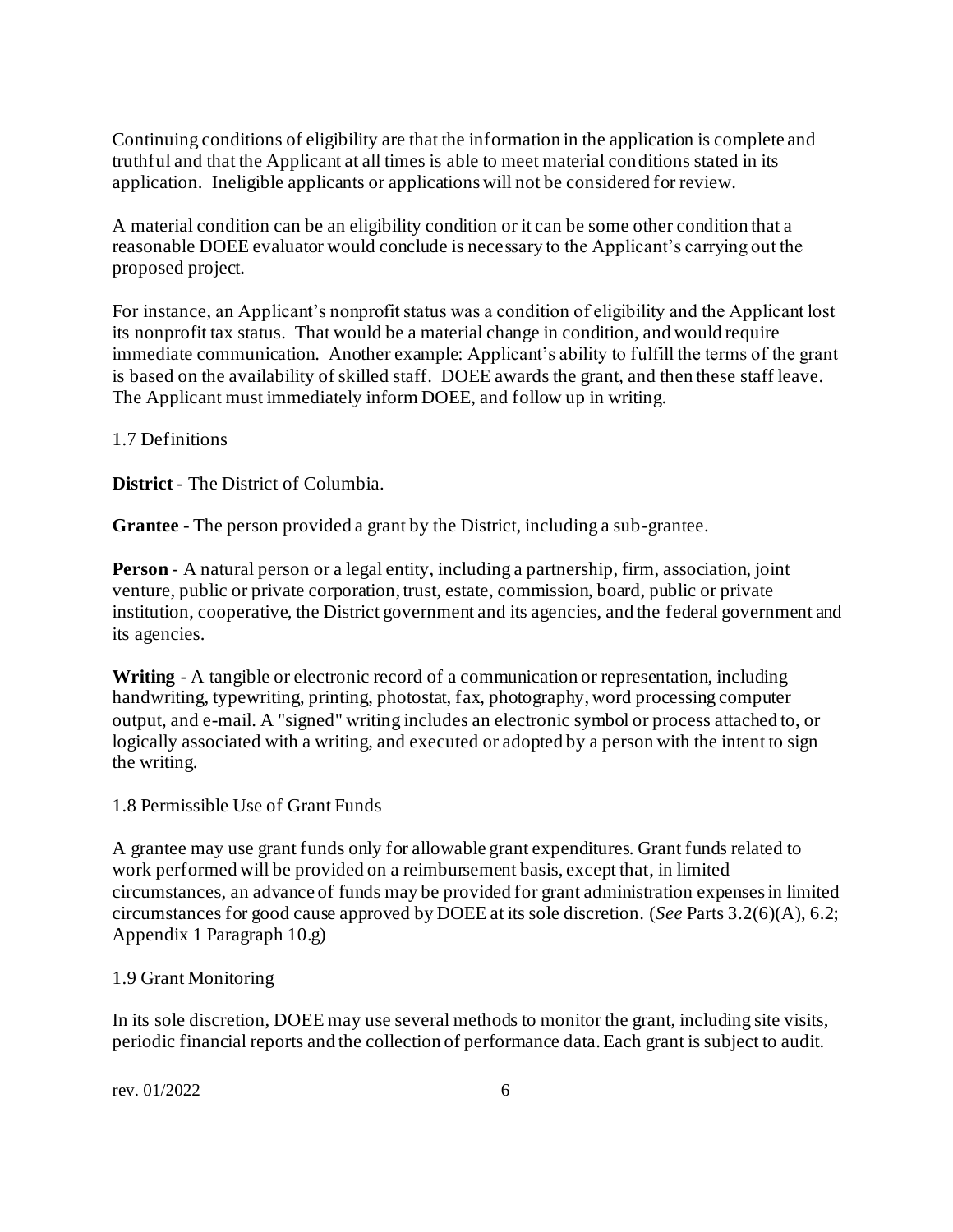Continuing conditions of eligibility are that the information in the application is complete and truthful and that the Applicant at all times is able to meet material conditions stated in its application. Ineligible applicants or applications will not be considered for review.

A material condition can be an eligibility condition or it can be some other condition that a reasonable DOEE evaluator would conclude is necessary to the Applicant's carrying out the proposed project.

For instance, an Applicant's nonprofit status was a condition of eligibility and the Applicant lost its nonprofit tax status. That would be a material change in condition, and would require immediate communication. Another example: Applicant's ability to fulfill the terms of the grant is based on the availability of skilled staff. DOEE awards the grant, and then these staff leave. The Applicant must immediately inform DOEE, and follow up in writing.

## 1.7 Definitions

**District** - The District of Columbia.

**Grantee** - The person provided a grant by the District, including a sub-grantee.

**Person** - A natural person or a legal entity, including a partnership, firm, association, joint venture, public or private corporation, trust, estate, commission, board, public or private institution, cooperative, the District government and its agencies, and the federal government and its agencies.

**Writing** - A tangible or electronic record of a communication or representation, including handwriting, typewriting, printing, photostat, fax, photography, word processing computer output, and e-mail. A "signed" writing includes an electronic symbol or process attached to, or logically associated with a writing, and executed or adopted by a person with the intent to sign the writing.

## 1.8 Permissible Use of Grant Funds

A grantee may use grant funds only for allowable grant expenditures. Grant funds related to work performed will be provided on a reimbursement basis, except that, in limited circumstances, an advance of funds may be provided for grant administration expenses in limited circumstances for good cause approved by DOEE at its sole discretion. (*See* Parts 3.2(6)(A), 6.2; Appendix 1 Paragraph 10.g)

## 1.9 Grant Monitoring

In its sole discretion, DOEE may use several methods to monitor the grant, including site visits, periodic financial reports and the collection of performance data. Each grant is subject to audit.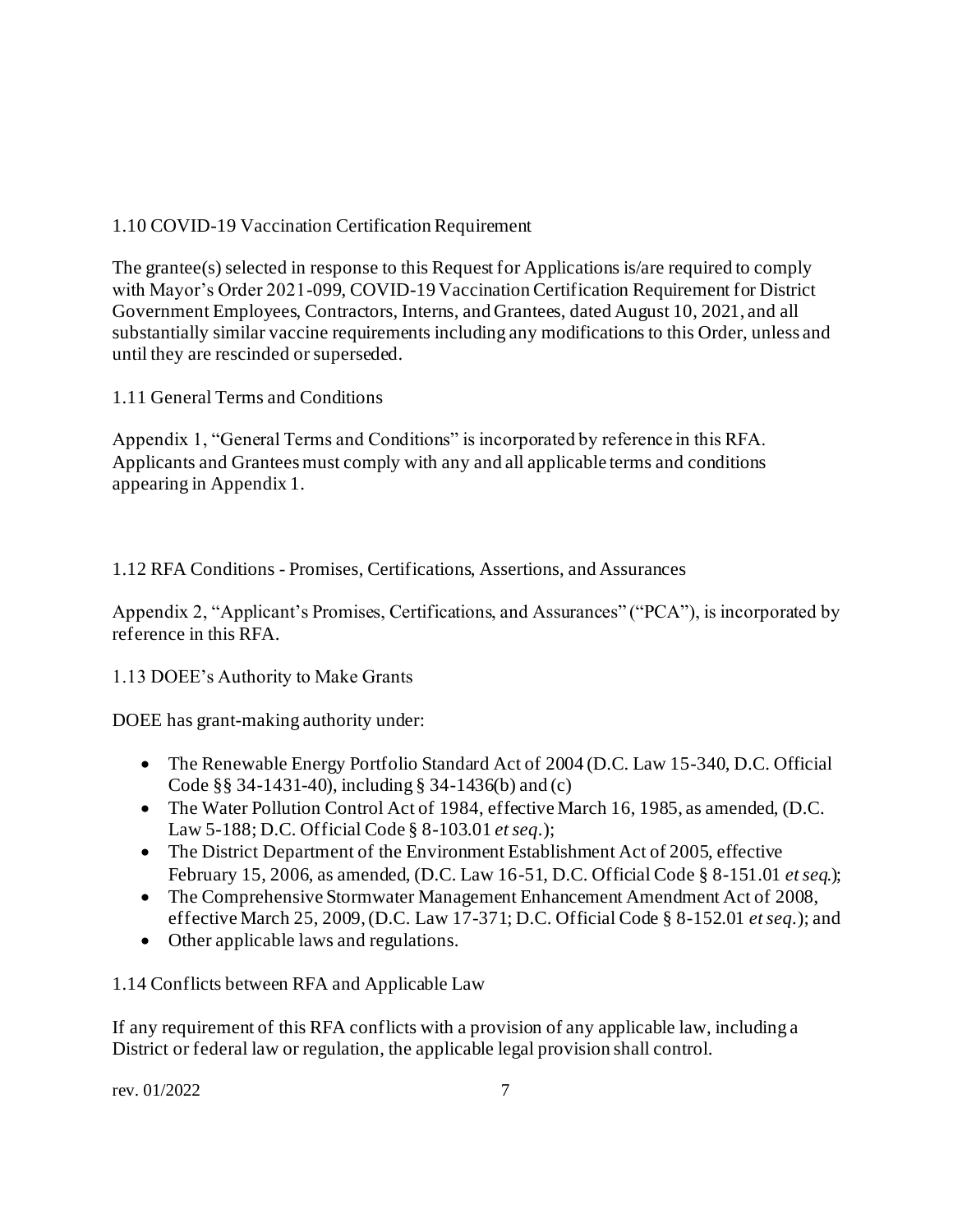### 1.10 COVID-19 Vaccination Certification Requirement

The grantee(s) selected in response to this Request for Applications is/are required to comply with Mayor's Order 2021-099, COVID-19 Vaccination Certification Requirement for District Government Employees, Contractors, Interns, and Grantees, dated August 10, 2021, and all substantially similar vaccine requirements including any modifications to this Order, unless and until they are rescinded or superseded.

### 1.11 General Terms and Conditions

Appendix 1, "General Terms and Conditions" is incorporated by reference in this RFA. Applicants and Grantees must comply with any and all applicable terms and conditions appearing in Appendix 1.

### 1.12 RFA Conditions - Promises, Certifications, Assertions, and Assurances

Appendix 2, "Applicant's Promises, Certifications, and Assurances" ("PCA"), is incorporated by reference in this RFA.

### 1.13 DOEE's Authority to Make Grants

DOEE has grant-making authority under:

- The Renewable Energy Portfolio Standard Act of 2004 (D.C. Law 15-340, D.C. Official Code §§ 34-1431-40), including § 34-1436(b) and (c)
- The Water Pollution Control Act of 1984, effective March 16, 1985, as amended, (D.C. Law 5-188; D.C. Official Code § 8-103.01 *et seq*.);
- The District Department of the Environment Establishment Act of 2005, effective February 15, 2006, as amended, (D.C. Law 16-51, D.C. Official Code § 8-151.01 *et seq.*);
- The Comprehensive Stormwater Management Enhancement Amendment Act of 2008, effective March 25, 2009, (D.C. Law 17-371; D.C. Official Code § 8-152.01 *et seq*.); and
- Other applicable laws and regulations.

### 1.14 Conflicts between RFA and Applicable Law

If any requirement of this RFA conflicts with a provision of any applicable law, including a District or federal law or regulation, the applicable legal provision shall control.

rev. 01/2022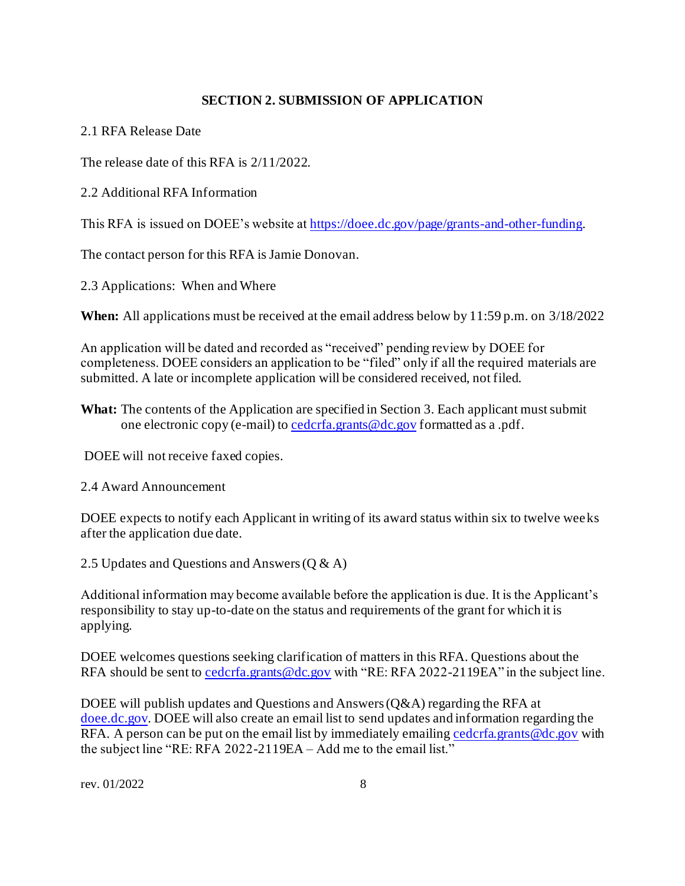## SECTION 2. SUBMISSION OF APPLICATION

2.1 RFA Release Date

The release date of this RFA is 2/11/2022.

2.2 Additional RFA Information

This RFA is issued on DOEE's website at https://doee.dc.gov/page/grants-and-other-funding.

The contact person for this RFA is Jamie Donovan.

2.3 Applications: When and Where

**When:** All applications must be received at the email address below by 11:59 p.m. on 3/18/2022

An application will be dated and recorded as "received" pending review by DOEE for completeness. DOEE considers an application to be "filed" only if all the required materials are submitted. A late or incomplete application will be considered received, not filed.

**What:** The contents of the Application are specified in Section 3. Each applicant must submit one electronic copy (e-mail) to cedcrfa.grants@dc.gov formatted as a .pdf.

DOEE will not receive faxed copies.

2.4 Award Announcement

DOEE expects to notify each Applicant in writing of its award status within six to twelve weeks after the application due date.

2.5 Updates and Questions and Answers (Q & A)

Additional information may become available before the application is due. It is the Applicant's responsibility to stay up-to-date on the status and requirements of the grant for which it is applying.

DOEE welcomes questions seeking clarification of matters in this RFA. Questions about the RFA should be sent to cedcrfa.grants@dc.gov with "RE: RFA 2022-2119EA" in the subject line.

DOEE will publish updates and Questions and Answers (Q&A) regarding the RFA at doee.dc.gov. DOEE will also create an email list to send updates and information regarding the RFA. A person can be put on the email list by immediately emailing cedcrfa.grants@dc.gov with the subject line "RE: RFA 2022-2119EA – Add me to the email list."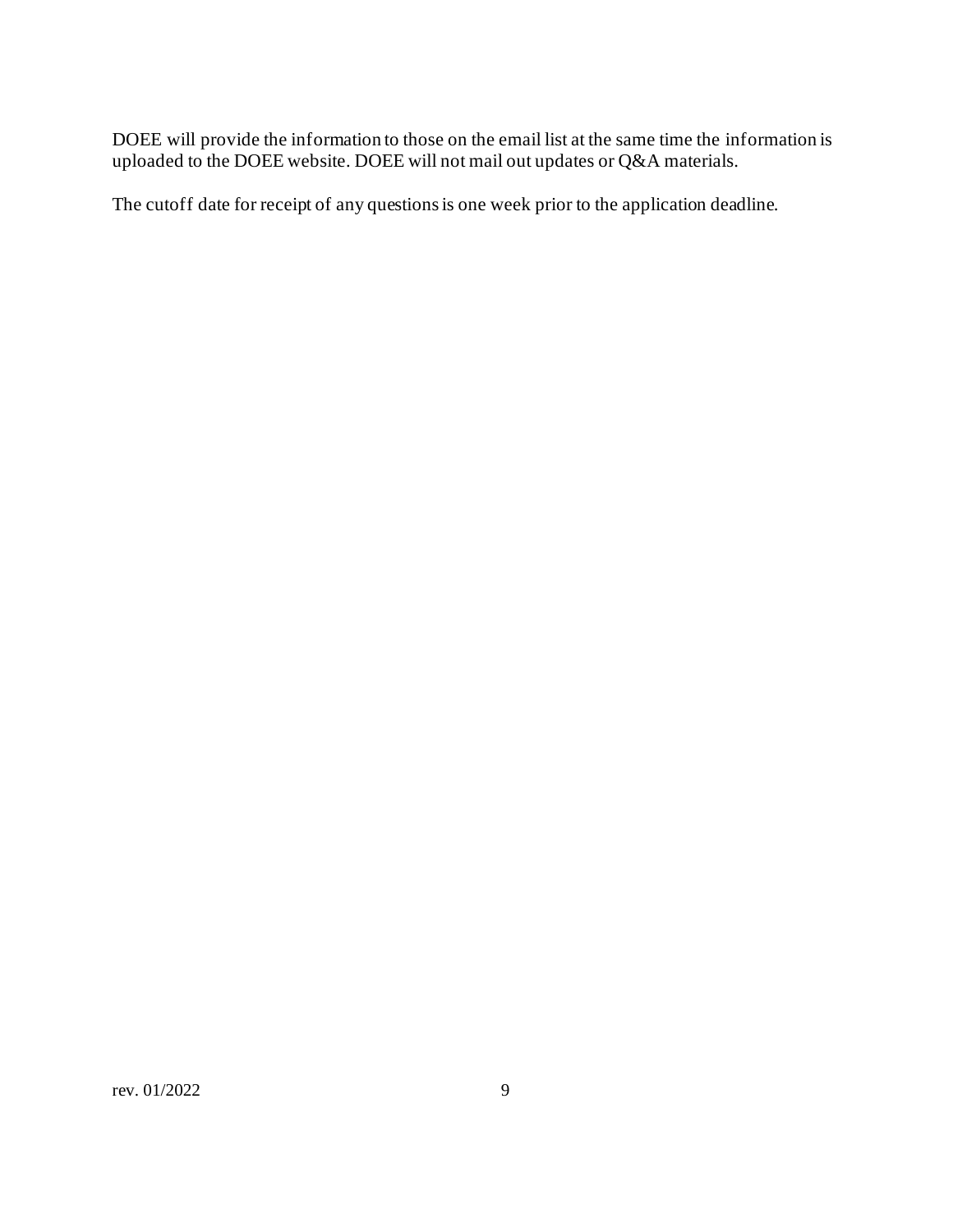DOEE will provide the information to those on the email list at the same time the information is uploaded to the DOEE website. DOEE will not mail out updates or Q&A materials.

The cutoff date for receipt of any questions is one week prior to the application deadline.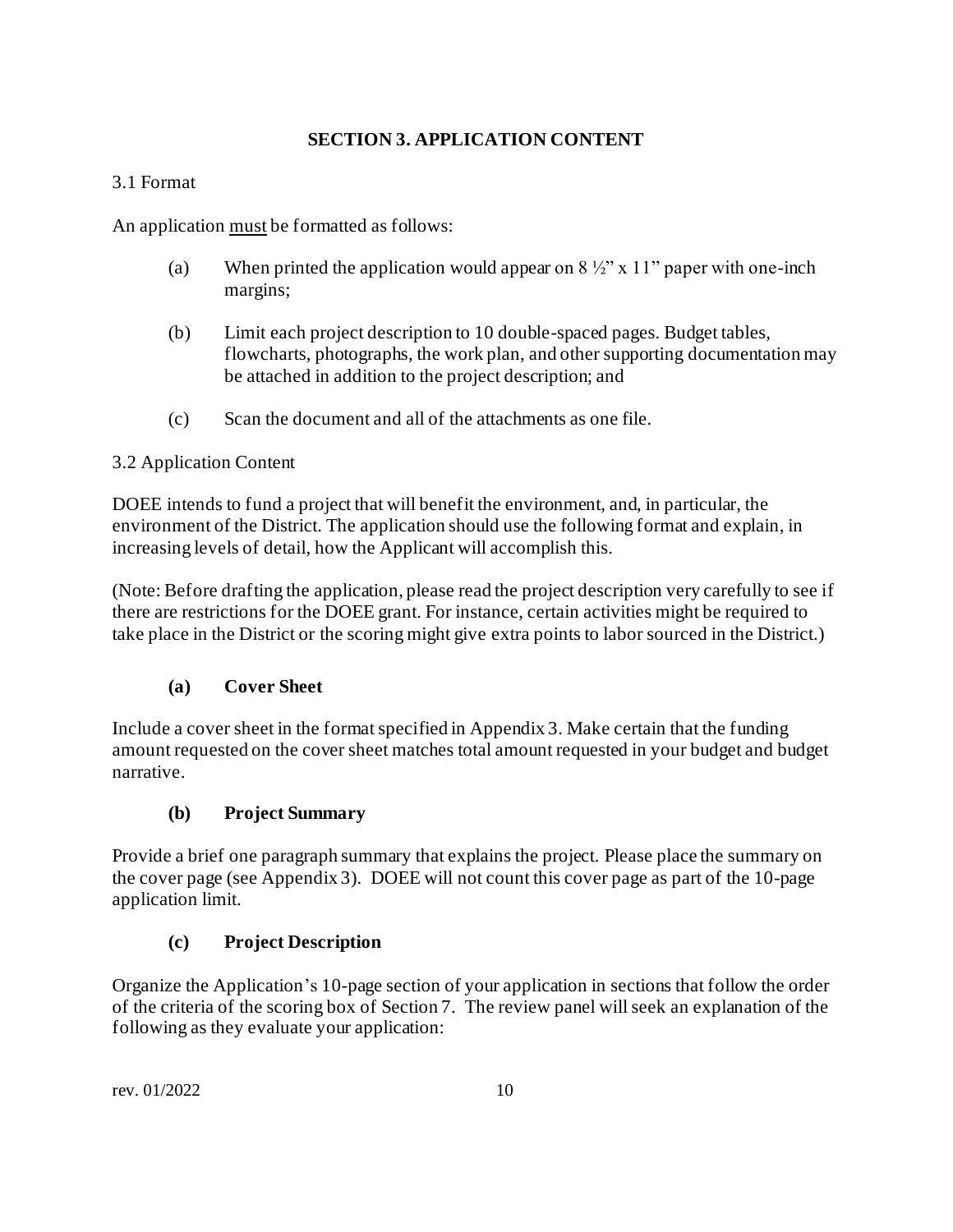## SECTION 3. APPLICATION CONTENT

3.1 Format

An application must be formatted as follows:

(a) When printed the application would appear on 8 ½" x 11" paper with one-inch margins;

(b) Limit each project description to 10 double-spaced pages. Budget tables, flowcharts, photographs, the work plan, and other supporting documentation may be attached in addition to the project description; and

(c) Scan the document and all of the attachments as one file.

3.2 Application Content

DOEE intends to fund a project that will benefit the environment, and, in particular, the environment of the District. The application should use the following format and explain, in increasing levels of detail, how the Applicant will accomplish this.

(Note: Before drafting the application, please read the project description very carefully to see if there are restrictions for the DOEE grant. For instance, certain activities might be required to take place in the District or the scoring might give extra points to labor sourced in the District.)

### (a) Cover Sheet

Include a cover sheet in the format specified in Appendix 3. Make certain that the funding amount requested on the cover sheet matches total amount requested in your budget and budget narrative.

### (b) Project Summary

Provide a brief one paragraph summary that explains the project. Please place the summary on the cover page (see Appendix 3). DOEE will not count this cover page as part of the 10-page application limit.

### (c) Project Description

Organize the Application's 10-page section of your application in sections that follow the order of the criteria of the scoring box of Section 7. The review panel will seek an explanation of the following as they evaluate your application: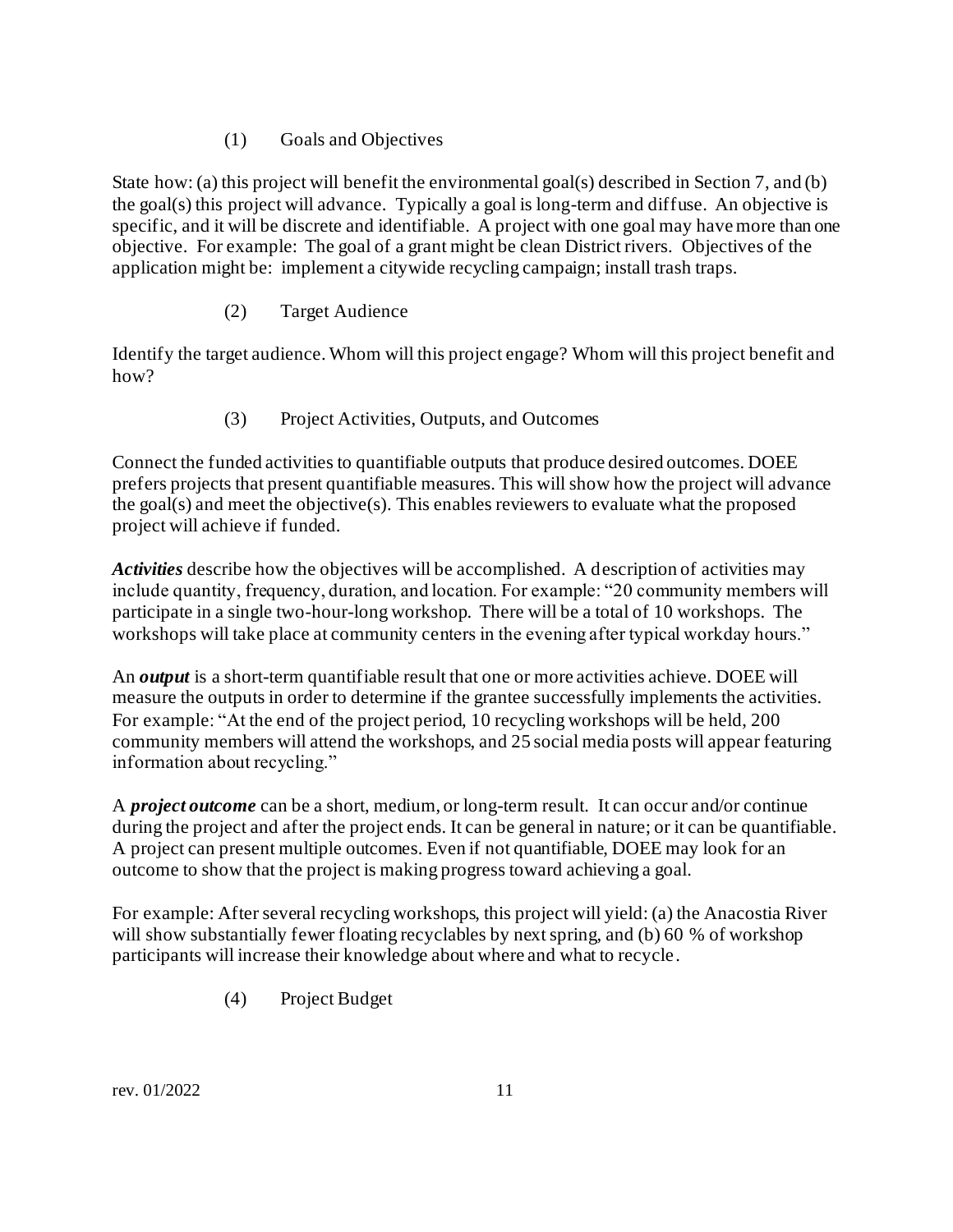### (1) Goals and Objectives

State how: (a) this project will benefit the environmental goal(s) described in Section 7, and (b) the goal(s) this project will advance. Typically a goal is long-term and diffuse. An objective is specific, and it will be discrete and identifiable. A project with one goal may have more than one objective. For example: The goal of a grant might be clean District rivers. Objectives of the application might be: implement a citywide recycling campaign; install trash traps.

### (2) Target Audience

Identify the target audience. Whom will this project engage? Whom will this project benefit and how?

### (3) Project Activities, Outputs, and Outcomes

Connect the funded activities to quantifiable outputs that produce desired outcomes. DOEE prefers projects that present quantifiable measures. This will show how the project will advance the goal(s) and meet the objective(s). This enables reviewers to evaluate what the proposed project will achieve if funded.

***Activities*** describe how the objectives will be accomplished. A description of activities may include quantity, frequency, duration, and location. For example: "20 community members will participate in a single two-hour-long workshop. There will be a total of 10 workshops. The workshops will take place at community centers in the evening after typical workday hours."

An ***output*** is a short-term quantifiable result that one or more activities achieve. DOEE will measure the outputs in order to determine if the grantee successfully implements the activities. For example: "At the end of the project period, 10 recycling workshops will be held, 200 community members will attend the workshops, and 25 social media posts will appear featuring information about recycling."

A ***project outcome*** can be a short, medium, or long-term result. It can occur and/or continue during the project and after the project ends. It can be general in nature; or it can be quantifiable. A project can present multiple outcomes. Even if not quantifiable, DOEE may look for an outcome to show that the project is making progress toward achieving a goal.

For example: After several recycling workshops, this project will yield: (a) the Anacostia River will show substantially fewer floating recyclables by next spring, and (b) 60 % of workshop participants will increase their knowledge about where and what to recycle.

### (4) Project Budget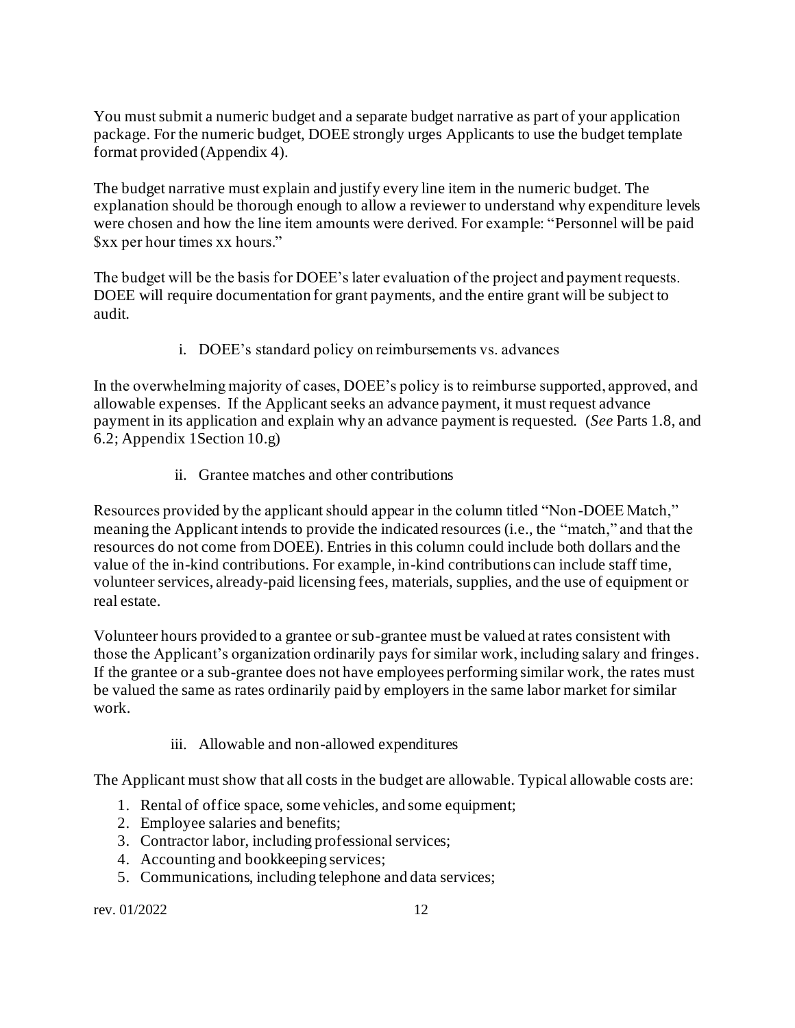You must submit a numeric budget and a separate budget narrative as part of your application package. For the numeric budget, DOEE strongly urges Applicants to use the budget template format provided (Appendix 4).

The budget narrative must explain and justify every line item in the numeric budget. The explanation should be thorough enough to allow a reviewer to understand why expenditure levels were chosen and how the line item amounts were derived. For example: "Personnel will be paid $xx per hour times xx hours."

The budget will be the basis for DOEE's later evaluation of the project and payment requests. DOEE will require documentation for grant payments, and the entire grant will be subject to audit.

i. DOEE's standard policy on reimbursements vs. advances

In the overwhelming majority of cases, DOEE's policy is to reimburse supported, approved, and allowable expenses. If the Applicant seeks an advance payment, it must request advance payment in its application and explain why an advance payment is requested. (*See* Parts 1.8, and 6.2; Appendix 1Section 10.g)

ii. Grantee matches and other contributions

Resources provided by the applicant should appear in the column titled "Non-DOEE Match," meaning the Applicant intends to provide the indicated resources (i.e., the "match," and that the resources do not come from DOEE). Entries in this column could include both dollars and the value of the in-kind contributions. For example, in-kind contributions can include staff time, volunteer services, already-paid licensing fees, materials, supplies, and the use of equipment or real estate.

Volunteer hours provided to a grantee or sub-grantee must be valued at rates consistent with those the Applicant's organization ordinarily pays for similar work, including salary and fringes. If the grantee or a sub-grantee does not have employees performing similar work, the rates must be valued the same as rates ordinarily paid by employers in the same labor market for similar work.

iii. Allowable and non-allowed expenditures

The Applicant must show that all costs in the budget are allowable. Typical allowable costs are:

1. Rental of office space, some vehicles, and some equipment;
2. Employee salaries and benefits;
3. Contractor labor, including professional services;
4. Accounting and bookkeeping services;
5. Communications, including telephone and data services;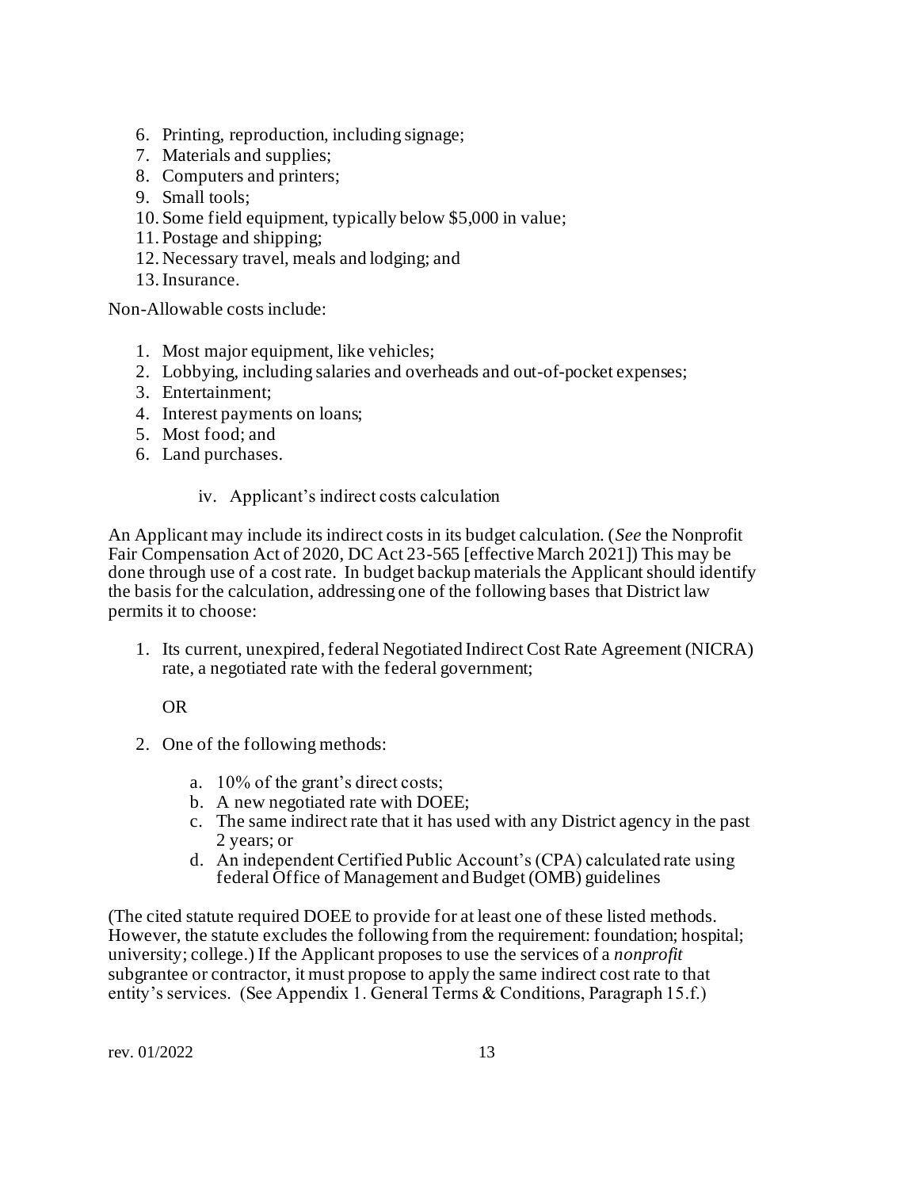6. Printing, reproduction, including signage;
7. Materials and supplies;
8. Computers and printers;
9. Small tools;
10. Some field equipment, typically below $5,000 in value;
11. Postage and shipping;
12. Necessary travel, meals and lodging; and
13. Insurance.

Non-Allowable costs include:

1. Most major equipment, like vehicles;
2. Lobbying, including salaries and overheads and out-of-pocket expenses;
3. Entertainment;
4. Interest payments on loans;
5. Most food; and
6. Land purchases.

iv. Applicant's indirect costs calculation

An Applicant may include its indirect costs in its budget calculation. (*See* the Nonprofit Fair Compensation Act of 2020, DC Act 23-565 [effective March 2021]) This may be done through use of a cost rate. In budget backup materials the Applicant should identify the basis for the calculation, addressing one of the following bases that District law permits it to choose:

1. Its current, unexpired, federal Negotiated Indirect Cost Rate Agreement (NICRA) rate, a negotiated rate with the federal government;

   OR

2. One of the following methods:

   a. 10% of the grant's direct costs;
   b. A new negotiated rate with DOEE;
   c. The same indirect rate that it has used with any District agency in the past 2 years; or
   d. An independent Certified Public Account's (CPA) calculated rate using federal Office of Management and Budget (OMB) guidelines

(The cited statute required DOEE to provide for at least one of these listed methods. However, the statute excludes the following from the requirement: foundation; hospital; university; college.) If the Applicant proposes to use the services of a *nonprofit* subgrantee or contractor, it must propose to apply the same indirect cost rate to that entity's services. (See Appendix 1. General Terms & Conditions, Paragraph 15.f.)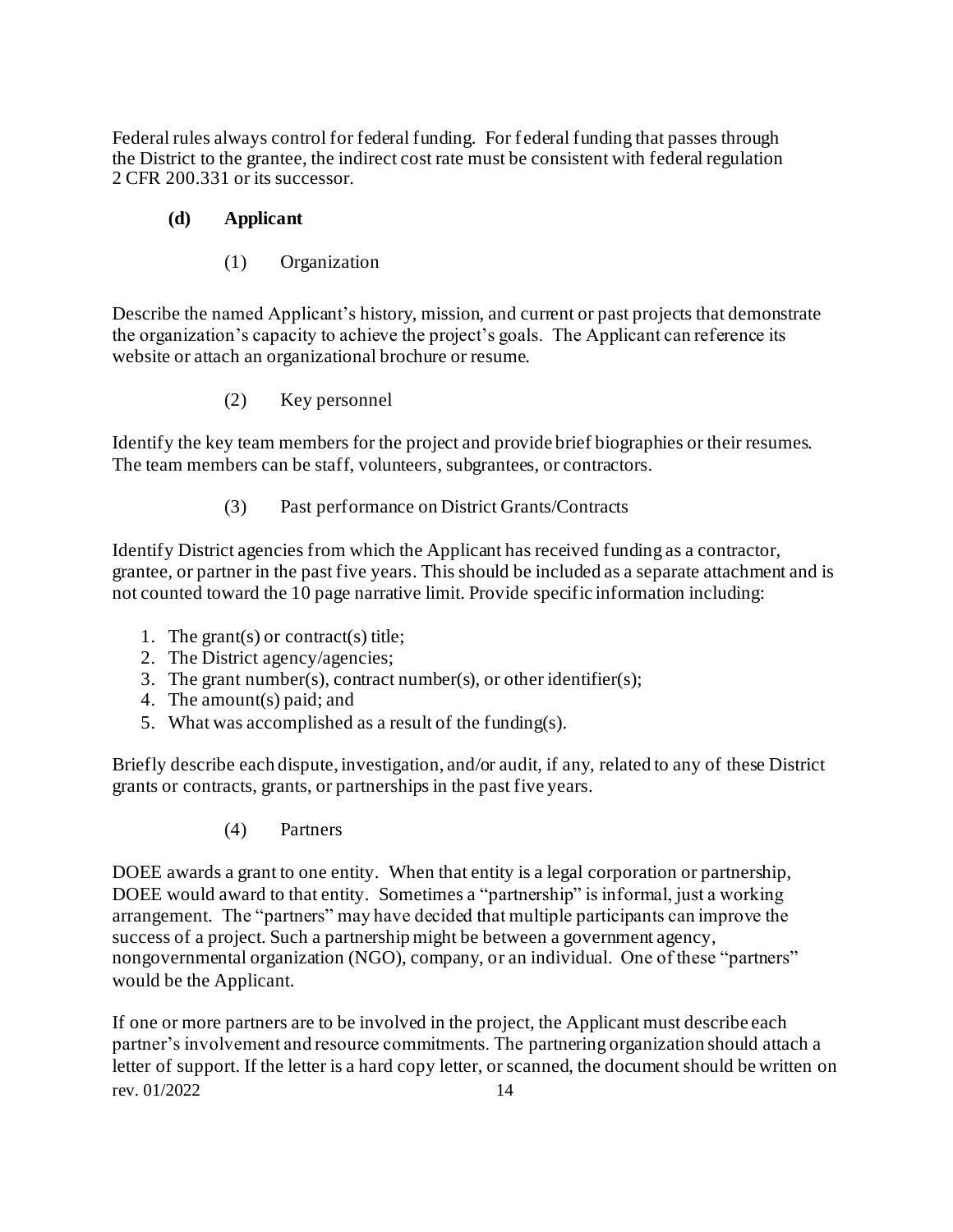Federal rules always control for federal funding. For federal funding that passes through the District to the grantee, the indirect cost rate must be consistent with federal regulation 2 CFR 200.331 or its successor.

### (d) Applicant

#### (1) Organization

Describe the named Applicant's history, mission, and current or past projects that demonstrate the organization's capacity to achieve the project's goals. The Applicant can reference its website or attach an organizational brochure or resume.

#### (2) Key personnel

Identify the key team members for the project and provide brief biographies or their resumes. The team members can be staff, volunteers, subgrantees, or contractors.

#### (3) Past performance on District Grants/Contracts

Identify District agencies from which the Applicant has received funding as a contractor, grantee, or partner in the past five years. This should be included as a separate attachment and is not counted toward the 10 page narrative limit. Provide specific information including:

1. The grant(s) or contract(s) title;
2. The District agency/agencies;
3. The grant number(s), contract number(s), or other identifier(s);
4. The amount(s) paid; and
5. What was accomplished as a result of the funding(s).

Briefly describe each dispute, investigation, and/or audit, if any, related to any of these District grants or contracts, grants, or partnerships in the past five years.

#### (4) Partners

DOEE awards a grant to one entity. When that entity is a legal corporation or partnership, DOEE would award to that entity. Sometimes a "partnership" is informal, just a working arrangement. The "partners" may have decided that multiple participants can improve the success of a project. Such a partnership might be between a government agency, nongovernmental organization (NGO), company, or an individual. One of these "partners" would be the Applicant.

If one or more partners are to be involved in the project, the Applicant must describe each partner's involvement and resource commitments. The partnering organization should attach a letter of support. If the letter is a hard copy letter, or scanned, the document should be written on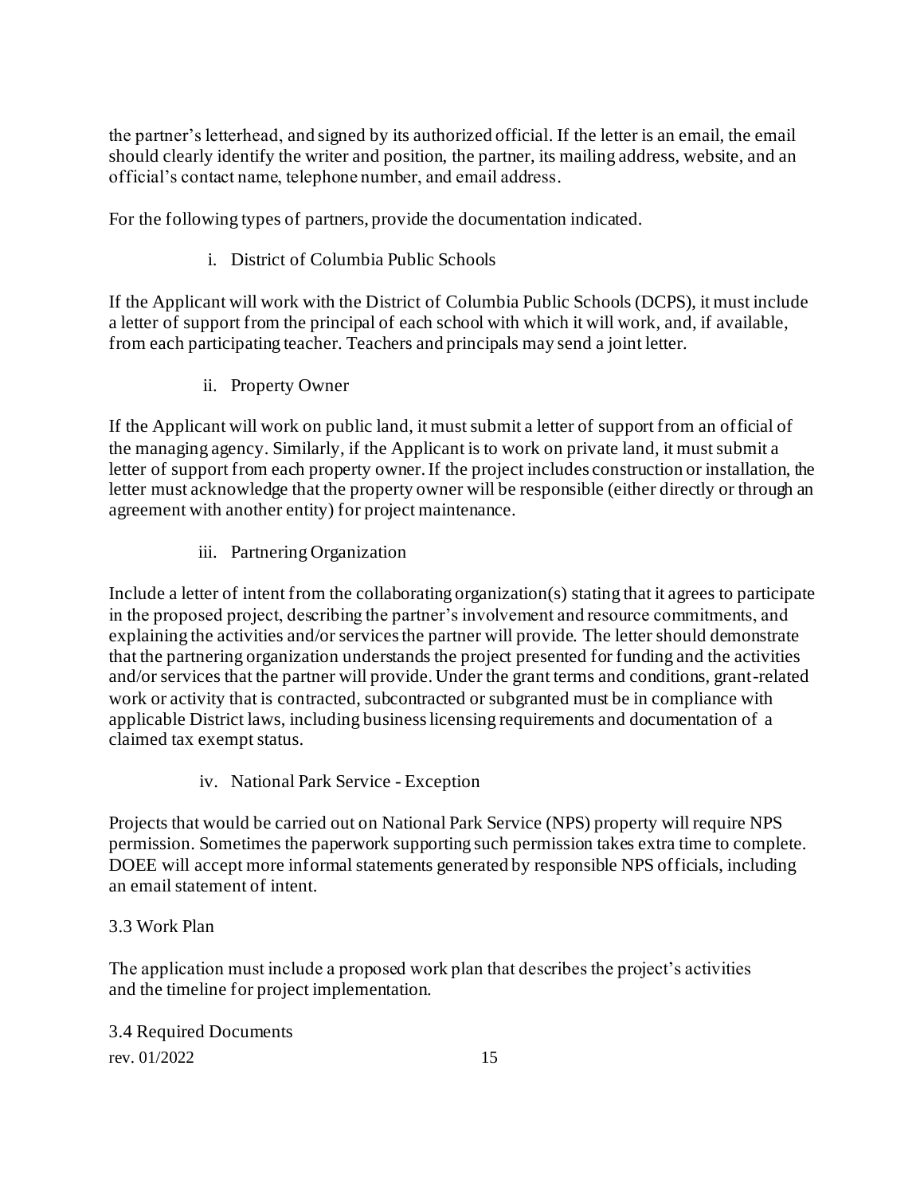the partner's letterhead, and signed by its authorized official. If the letter is an email, the email should clearly identify the writer and position, the partner, its mailing address, website, and an official's contact name, telephone number, and email address.

For the following types of partners, provide the documentation indicated.

i. District of Columbia Public Schools

If the Applicant will work with the District of Columbia Public Schools (DCPS), it must include a letter of support from the principal of each school with which it will work, and, if available, from each participating teacher. Teachers and principals may send a joint letter.

ii. Property Owner

If the Applicant will work on public land, it must submit a letter of support from an official of the managing agency. Similarly, if the Applicant is to work on private land, it must submit a letter of support from each property owner. If the project includes construction or installation, the letter must acknowledge that the property owner will be responsible (either directly or through an agreement with another entity) for project maintenance.

iii. Partnering Organization

Include a letter of intent from the collaborating organization(s) stating that it agrees to participate in the proposed project, describing the partner's involvement and resource commitments, and explaining the activities and/or services the partner will provide. The letter should demonstrate that the partnering organization understands the project presented for funding and the activities and/or services that the partner will provide. Under the grant terms and conditions, grant-related work or activity that is contracted, subcontracted or subgranted must be in compliance with applicable District laws, including business licensing requirements and documentation of a claimed tax exempt status.

iv. National Park Service - Exception

Projects that would be carried out on National Park Service (NPS) property will require NPS permission. Sometimes the paperwork supporting such permission takes extra time to complete. DOEE will accept more informal statements generated by responsible NPS officials, including an email statement of intent.

3.3 Work Plan

The application must include a proposed work plan that describes the project's activities and the timeline for project implementation.

3.4 Required Documents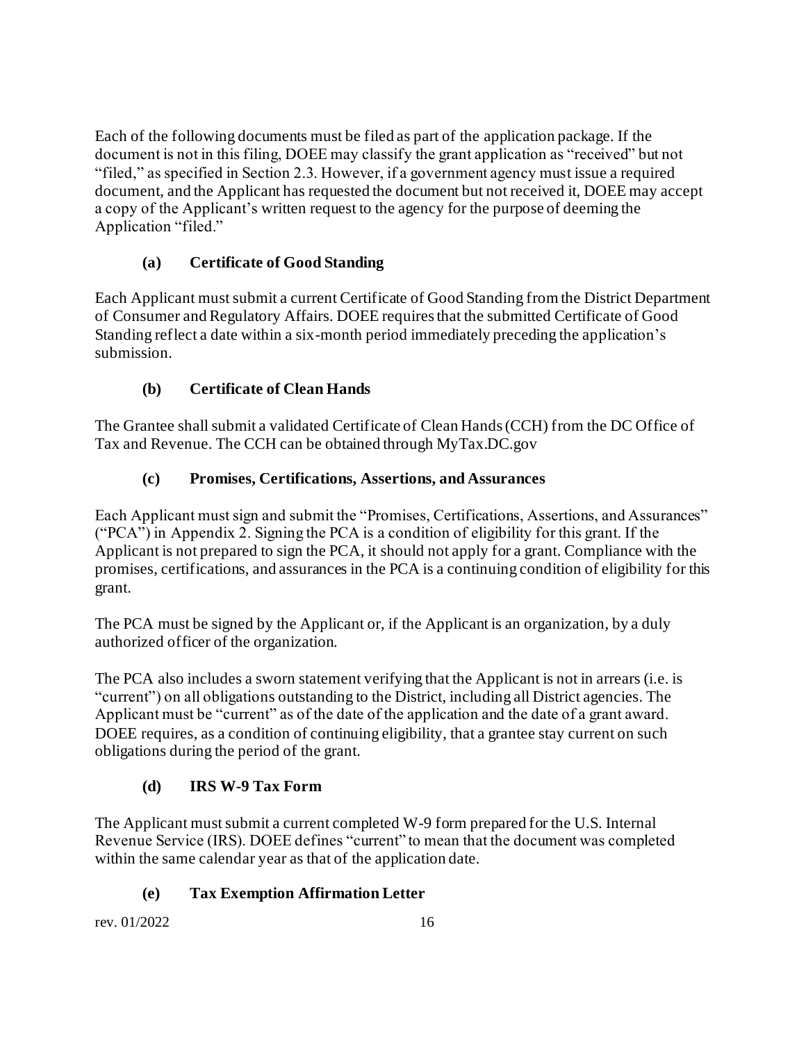Each of the following documents must be filed as part of the application package. If the document is not in this filing, DOEE may classify the grant application as "received" but not "filed," as specified in Section 2.3. However, if a government agency must issue a required document, and the Applicant has requested the document but not received it, DOEE may accept a copy of the Applicant's written request to the agency for the purpose of deeming the Application "filed."

### (a) Certificate of Good Standing

Each Applicant must submit a current Certificate of Good Standing from the District Department of Consumer and Regulatory Affairs. DOEE requires that the submitted Certificate of Good Standing reflect a date within a six-month period immediately preceding the application's submission.

### (b) Certificate of Clean Hands

The Grantee shall submit a validated Certificate of Clean Hands (CCH) from the DC Office of Tax and Revenue. The CCH can be obtained through MyTax.DC.gov

### (c) Promises, Certifications, Assertions, and Assurances

Each Applicant must sign and submit the "Promises, Certifications, Assertions, and Assurances" ("PCA") in Appendix 2. Signing the PCA is a condition of eligibility for this grant. If the Applicant is not prepared to sign the PCA, it should not apply for a grant. Compliance with the promises, certifications, and assurances in the PCA is a continuing condition of eligibility for this grant.

The PCA must be signed by the Applicant or, if the Applicant is an organization, by a duly authorized officer of the organization.

The PCA also includes a sworn statement verifying that the Applicant is not in arrears (i.e. is "current") on all obligations outstanding to the District, including all District agencies. The Applicant must be "current" as of the date of the application and the date of a grant award. DOEE requires, as a condition of continuing eligibility, that a grantee stay current on such obligations during the period of the grant.

### (d) IRS W-9 Tax Form

The Applicant must submit a current completed W-9 form prepared for the U.S. Internal Revenue Service (IRS). DOEE defines "current" to mean that the document was completed within the same calendar year as that of the application date.

### (e) Tax Exemption Affirmation Letter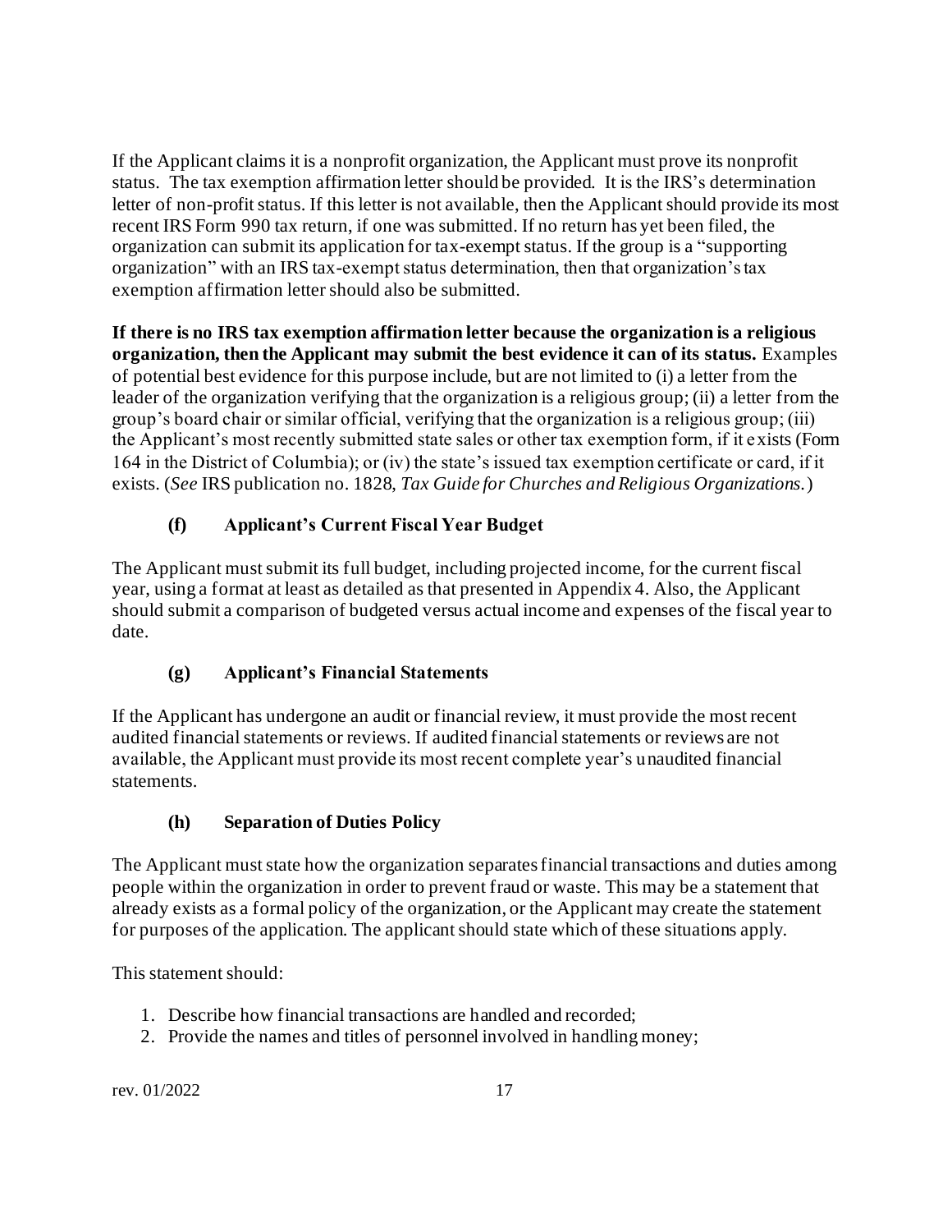If the Applicant claims it is a nonprofit organization, the Applicant must prove its nonprofit status. The tax exemption affirmation letter should be provided. It is the IRS's determination letter of non-profit status. If this letter is not available, then the Applicant should provide its most recent IRS Form 990 tax return, if one was submitted. If no return has yet been filed, the organization can submit its application for tax-exempt status. If the group is a "supporting organization" with an IRS tax-exempt status determination, then that organization's tax exemption affirmation letter should also be submitted.

**If there is no IRS tax exemption affirmation letter because the organization is a religious organization, then the Applicant may submit the best evidence it can of its status.** Examples of potential best evidence for this purpose include, but are not limited to (i) a letter from the leader of the organization verifying that the organization is a religious group; (ii) a letter from the group's board chair or similar official, verifying that the organization is a religious group; (iii) the Applicant's most recently submitted state sales or other tax exemption form, if it exists (Form 164 in the District of Columbia); or (iv) the state's issued tax exemption certificate or card, if it exists. (*See* IRS publication no. 1828, *Tax Guide for Churches and Religious Organizations.*)

### (f) Applicant's Current Fiscal Year Budget

The Applicant must submit its full budget, including projected income, for the current fiscal year, using a format at least as detailed as that presented in Appendix 4. Also, the Applicant should submit a comparison of budgeted versus actual income and expenses of the fiscal year to date.

### (g) Applicant's Financial Statements

If the Applicant has undergone an audit or financial review, it must provide the most recent audited financial statements or reviews. If audited financial statements or reviews are not available, the Applicant must provide its most recent complete year's unaudited financial statements.

### (h) Separation of Duties Policy

The Applicant must state how the organization separates financial transactions and duties among people within the organization in order to prevent fraud or waste. This may be a statement that already exists as a formal policy of the organization, or the Applicant may create the statement for purposes of the application. The applicant should state which of these situations apply.

This statement should:

1. Describe how financial transactions are handled and recorded;
2. Provide the names and titles of personnel involved in handling money;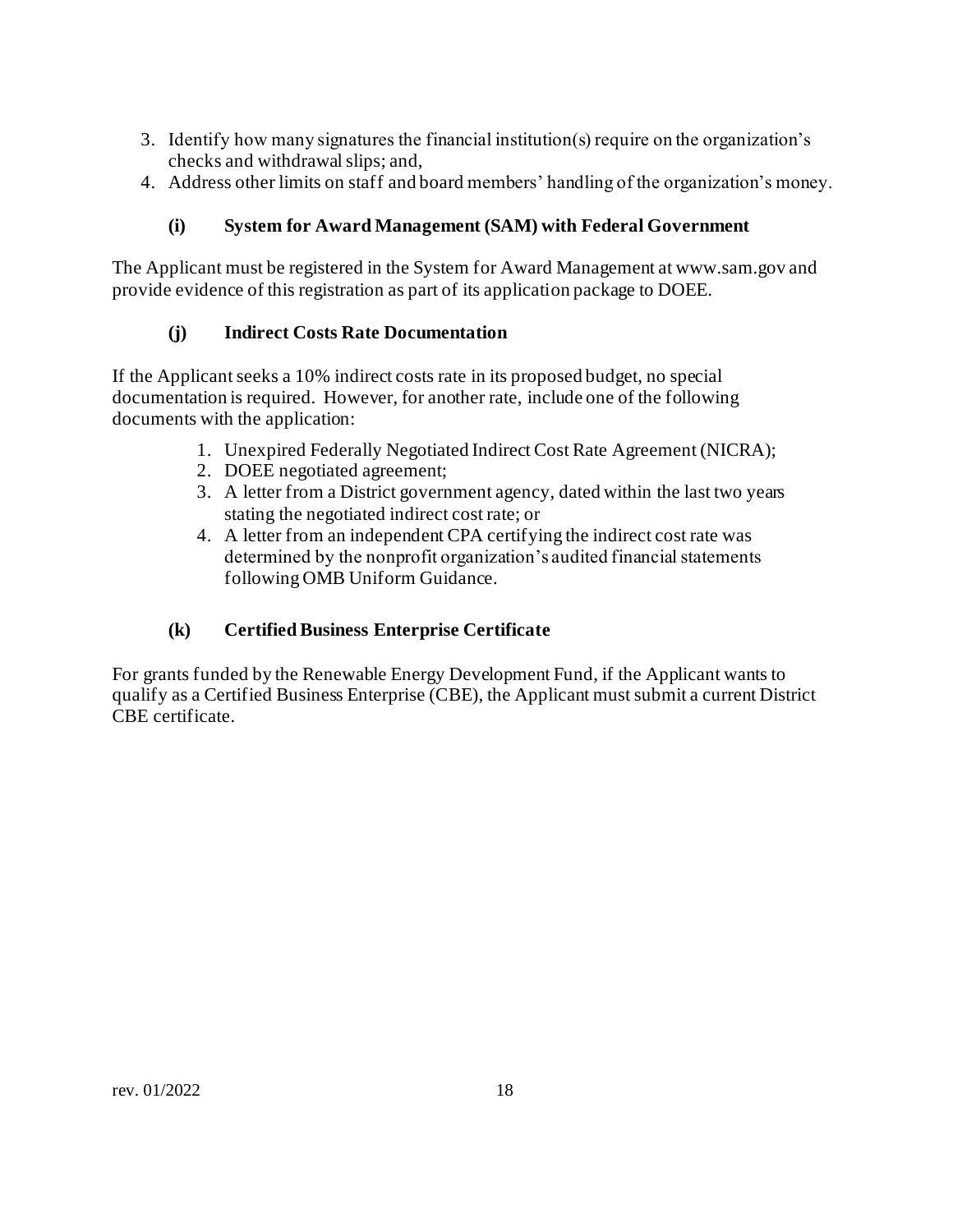3. Identify how many signatures the financial institution(s) require on the organization's checks and withdrawal slips; and,
4. Address other limits on staff and board members' handling of the organization's money.

### (i) System for Award Management (SAM) with Federal Government

The Applicant must be registered in the System for Award Management at www.sam.gov and provide evidence of this registration as part of its application package to DOEE.

### (j) Indirect Costs Rate Documentation

If the Applicant seeks a 10% indirect costs rate in its proposed budget, no special documentation is required. However, for another rate, include one of the following documents with the application:

1. Unexpired Federally Negotiated Indirect Cost Rate Agreement (NICRA);
2. DOEE negotiated agreement;
3. A letter from a District government agency, dated within the last two years stating the negotiated indirect cost rate; or
4. A letter from an independent CPA certifying the indirect cost rate was determined by the nonprofit organization's audited financial statements following OMB Uniform Guidance.

### (k) Certified Business Enterprise Certificate

For grants funded by the Renewable Energy Development Fund, if the Applicant wants to qualify as a Certified Business Enterprise (CBE), the Applicant must submit a current District CBE certificate.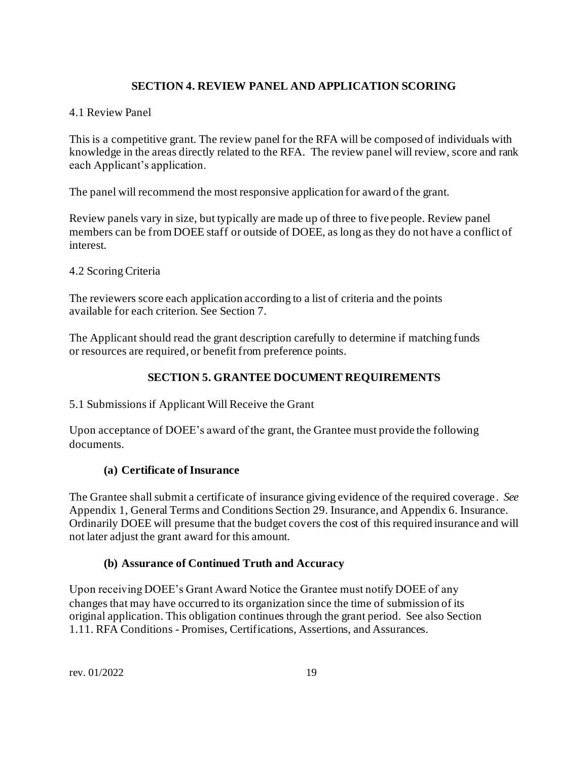## SECTION 4. REVIEW PANEL AND APPLICATION SCORING

4.1 Review Panel

This is a competitive grant. The review panel for the RFA will be composed of individuals with knowledge in the areas directly related to the RFA. The review panel will review, score and rank each Applicant's application.

The panel will recommend the most responsive application for award of the grant.

Review panels vary in size, but typically are made up of three to five people. Review panel members can be from DOEE staff or outside of DOEE, as long as they do not have a conflict of interest.

4.2 Scoring Criteria

The reviewers score each application according to a list of criteria and the points available for each criterion. See Section 7.

The Applicant should read the grant description carefully to determine if matching funds or resources are required, or benefit from preference points.

## SECTION 5. GRANTEE DOCUMENT REQUIREMENTS

5.1 Submissions if Applicant Will Receive the Grant

Upon acceptance of DOEE's award of the grant, the Grantee must provide the following documents.

### (a) Certificate of Insurance

The Grantee shall submit a certificate of insurance giving evidence of the required coverage. *See* Appendix 1, General Terms and Conditions Section 29. Insurance, and Appendix 6. Insurance. Ordinarily DOEE will presume that the budget covers the cost of this required insurance and will not later adjust the grant award for this amount.

### (b) Assurance of Continued Truth and Accuracy

Upon receiving DOEE's Grant Award Notice the Grantee must notify DOEE of any changes that may have occurred to its organization since the time of submission of its original application. This obligation continues through the grant period. See also Section 1.11. RFA Conditions - Promises, Certifications, Assertions, and Assurances.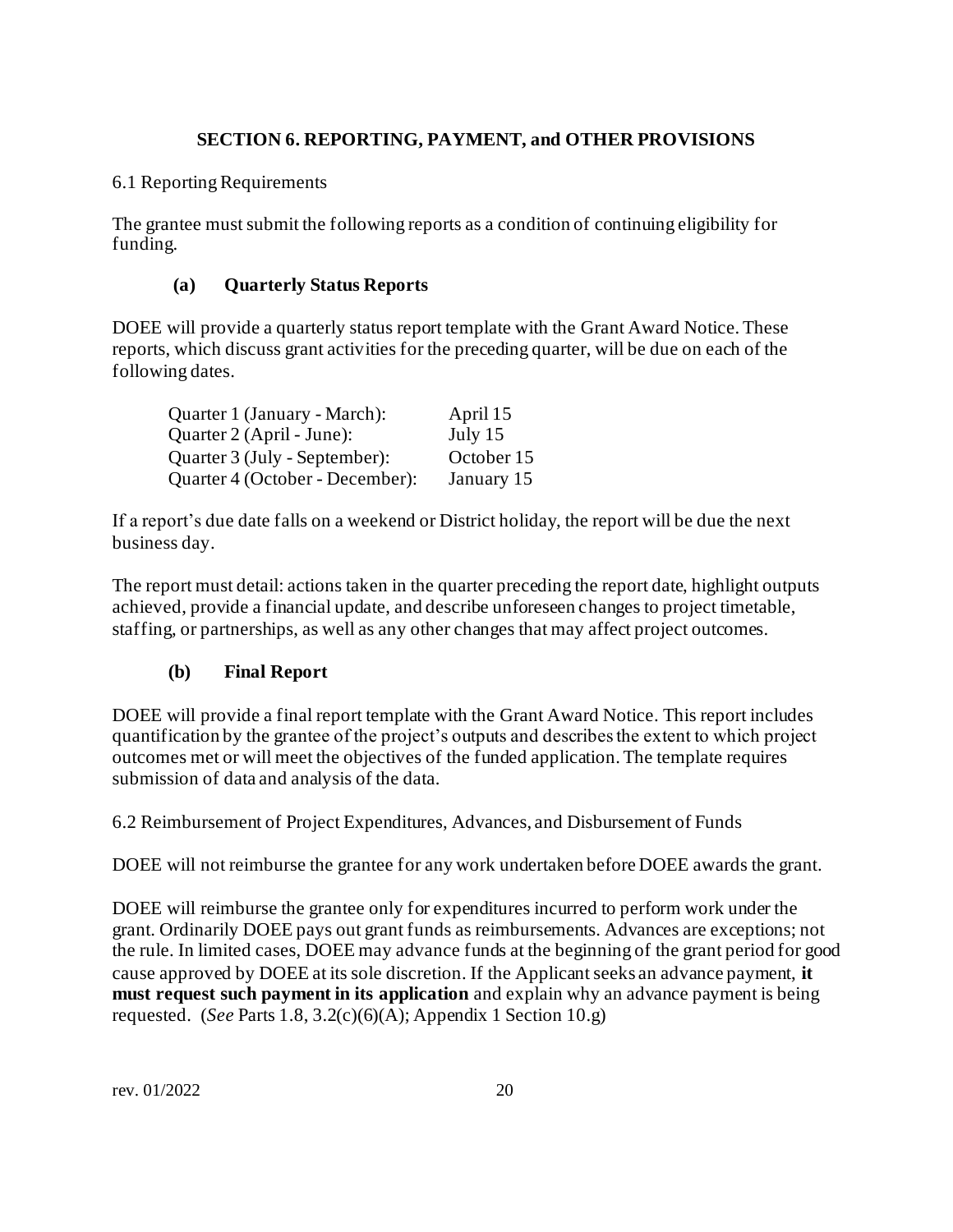## SECTION 6. REPORTING, PAYMENT, and OTHER PROVISIONS

### 6.1 Reporting Requirements

The grantee must submit the following reports as a condition of continuing eligibility for funding.

#### (a) Quarterly Status Reports

DOEE will provide a quarterly status report template with the Grant Award Notice. These reports, which discuss grant activities for the preceding quarter, will be due on each of the following dates.

| | |
|---|---|
| Quarter 1 (January - March): | April 15 |
| Quarter 2 (April - June): | July 15 |
| Quarter 3 (July - September): | October 15 |
| Quarter 4 (October - December): | January 15 |

If a report's due date falls on a weekend or District holiday, the report will be due the next business day.

The report must detail: actions taken in the quarter preceding the report date, highlight outputs achieved, provide a financial update, and describe unforeseen changes to project timetable, staffing, or partnerships, as well as any other changes that may affect project outcomes.

#### (b) Final Report

DOEE will provide a final report template with the Grant Award Notice. This report includes quantification by the grantee of the project's outputs and describes the extent to which project outcomes met or will meet the objectives of the funded application. The template requires submission of data and analysis of the data.

### 6.2 Reimbursement of Project Expenditures, Advances, and Disbursement of Funds

DOEE will not reimburse the grantee for any work undertaken before DOEE awards the grant.

DOEE will reimburse the grantee only for expenditures incurred to perform work under the grant. Ordinarily DOEE pays out grant funds as reimbursements. Advances are exceptions; not the rule. In limited cases, DOEE may advance funds at the beginning of the grant period for good cause approved by DOEE at its sole discretion. If the Applicant seeks an advance payment, **it must request such payment in its application** and explain why an advance payment is being requested. (*See* Parts 1.8, 3.2(c)(6)(A); Appendix 1 Section 10.g)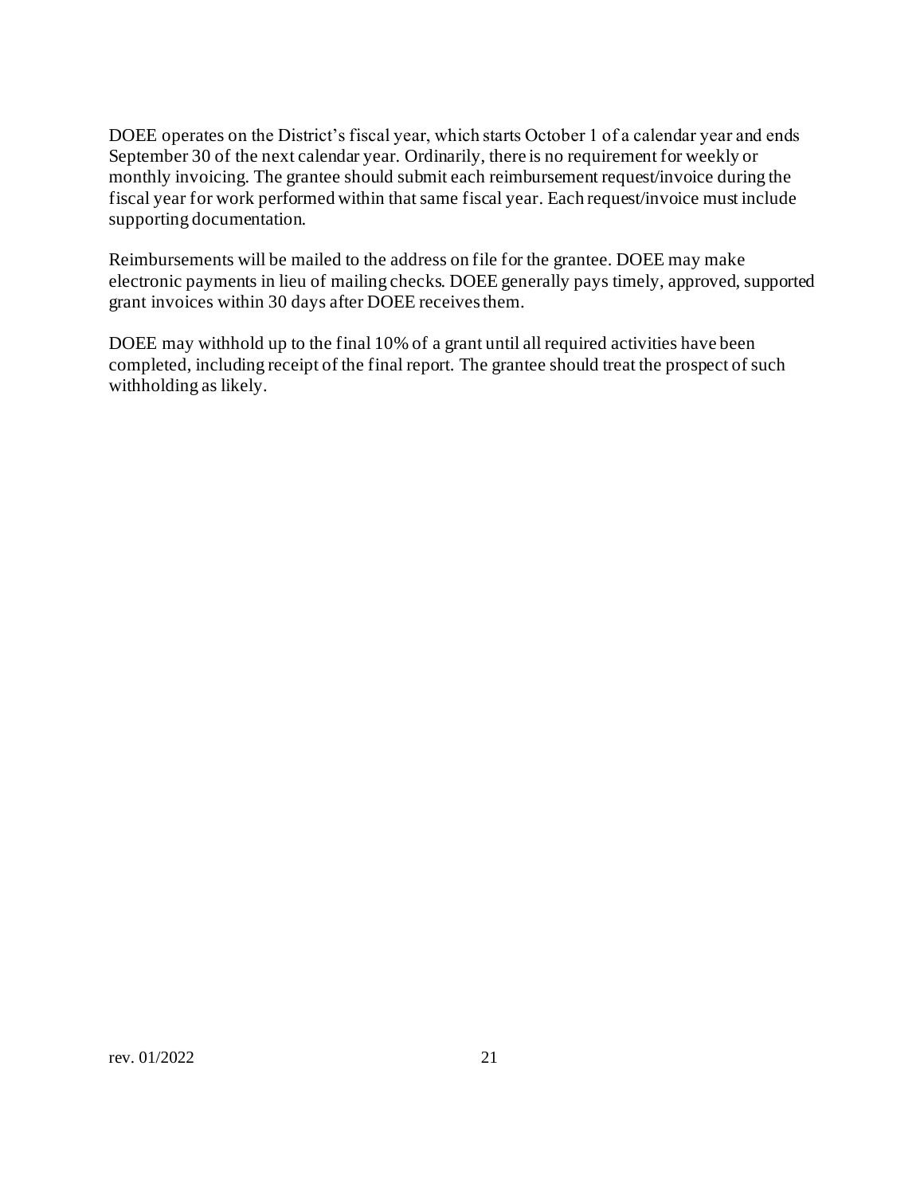DOEE operates on the District's fiscal year, which starts October 1 of a calendar year and ends September 30 of the next calendar year. Ordinarily, there is no requirement for weekly or monthly invoicing. The grantee should submit each reimbursement request/invoice during the fiscal year for work performed within that same fiscal year. Each request/invoice must include supporting documentation.

Reimbursements will be mailed to the address on file for the grantee. DOEE may make electronic payments in lieu of mailing checks. DOEE generally pays timely, approved, supported grant invoices within 30 days after DOEE receives them.

DOEE may withhold up to the final 10% of a grant until all required activities have been completed, including receipt of the final report. The grantee should treat the prospect of such withholding as likely.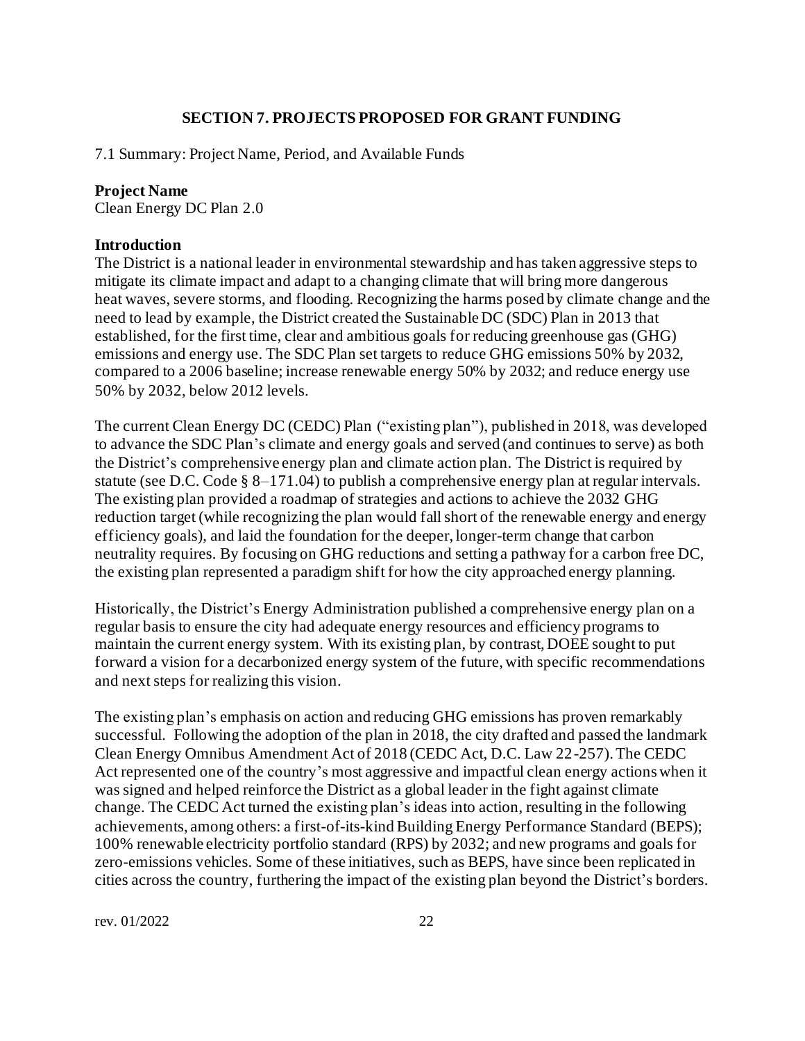## SECTION 7. PROJECTS PROPOSED FOR GRANT FUNDING

7.1 Summary: Project Name, Period, and Available Funds

**Project Name**
Clean Energy DC Plan 2.0

**Introduction**
The District is a national leader in environmental stewardship and has taken aggressive steps to mitigate its climate impact and adapt to a changing climate that will bring more dangerous heat waves, severe storms, and flooding. Recognizing the harms posed by climate change and the need to lead by example, the District created the Sustainable DC (SDC) Plan in 2013 that established, for the first time, clear and ambitious goals for reducing greenhouse gas (GHG) emissions and energy use. The SDC Plan set targets to reduce GHG emissions 50% by 2032, compared to a 2006 baseline; increase renewable energy 50% by 2032; and reduce energy use 50% by 2032, below 2012 levels.

The current Clean Energy DC (CEDC) Plan ("existing plan"), published in 2018, was developed to advance the SDC Plan's climate and energy goals and served (and continues to serve) as both the District's comprehensive energy plan and climate action plan. The District is required by statute (see D.C. Code § 8–171.04) to publish a comprehensive energy plan at regular intervals. The existing plan provided a roadmap of strategies and actions to achieve the 2032 GHG reduction target (while recognizing the plan would fall short of the renewable energy and energy efficiency goals), and laid the foundation for the deeper, longer-term change that carbon neutrality requires. By focusing on GHG reductions and setting a pathway for a carbon free DC, the existing plan represented a paradigm shift for how the city approached energy planning.

Historically, the District's Energy Administration published a comprehensive energy plan on a regular basis to ensure the city had adequate energy resources and efficiency programs to maintain the current energy system. With its existing plan, by contrast, DOEE sought to put forward a vision for a decarbonized energy system of the future, with specific recommendations and next steps for realizing this vision.

The existing plan's emphasis on action and reducing GHG emissions has proven remarkably successful. Following the adoption of the plan in 2018, the city drafted and passed the landmark Clean Energy Omnibus Amendment Act of 2018 (CEDC Act, D.C. Law 22-257). The CEDC Act represented one of the country's most aggressive and impactful clean energy actions when it was signed and helped reinforce the District as a global leader in the fight against climate change. The CEDC Act turned the existing plan's ideas into action, resulting in the following achievements, among others: a first-of-its-kind Building Energy Performance Standard (BEPS); 100% renewable electricity portfolio standard (RPS) by 2032; and new programs and goals for zero-emissions vehicles. Some of these initiatives, such as BEPS, have since been replicated in cities across the country, furthering the impact of the existing plan beyond the District's borders.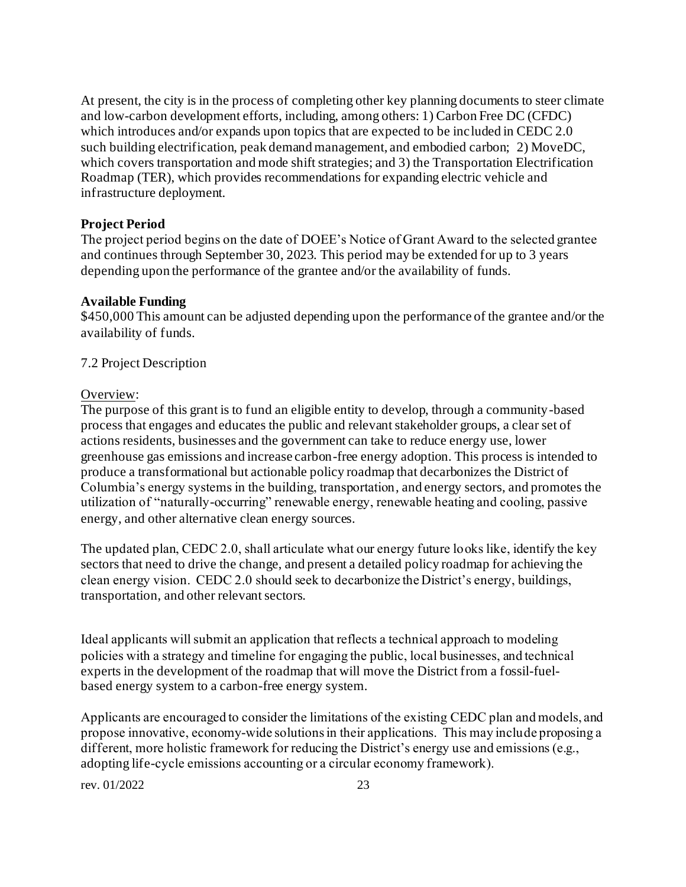At present, the city is in the process of completing other key planning documents to steer climate and low-carbon development efforts, including, among others: 1) Carbon Free DC (CFDC) which introduces and/or expands upon topics that are expected to be included in CEDC 2.0 such building electrification, peak demand management, and embodied carbon; 2) MoveDC, which covers transportation and mode shift strategies; and 3) the Transportation Electrification Roadmap (TER), which provides recommendations for expanding electric vehicle and infrastructure deployment.

**Project Period**
The project period begins on the date of DOEE's Notice of Grant Award to the selected grantee and continues through September 30, 2023. This period may be extended for up to 3 years depending upon the performance of the grantee and/or the availability of funds.

**Available Funding**
$450,000 This amount can be adjusted depending upon the performance of the grantee and/or the availability of funds.

7.2 Project Description

Overview:
The purpose of this grant is to fund an eligible entity to develop, through a community-based process that engages and educates the public and relevant stakeholder groups, a clear set of actions residents, businesses and the government can take to reduce energy use, lower greenhouse gas emissions and increase carbon-free energy adoption. This process is intended to produce a transformational but actionable policy roadmap that decarbonizes the District of Columbia's energy systems in the building, transportation, and energy sectors, and promotes the utilization of "naturally-occurring" renewable energy, renewable heating and cooling, passive energy, and other alternative clean energy sources.

The updated plan, CEDC 2.0, shall articulate what our energy future looks like, identify the key sectors that need to drive the change, and present a detailed policy roadmap for achieving the clean energy vision. CEDC 2.0 should seek to decarbonize the District's energy, buildings, transportation, and other relevant sectors.

Ideal applicants will submit an application that reflects a technical approach to modeling policies with a strategy and timeline for engaging the public, local businesses, and technical experts in the development of the roadmap that will move the District from a fossil-fuel-based energy system to a carbon-free energy system.

Applicants are encouraged to consider the limitations of the existing CEDC plan and models, and propose innovative, economy-wide solutions in their applications. This may include proposing a different, more holistic framework for reducing the District's energy use and emissions (e.g., adopting life-cycle emissions accounting or a circular economy framework).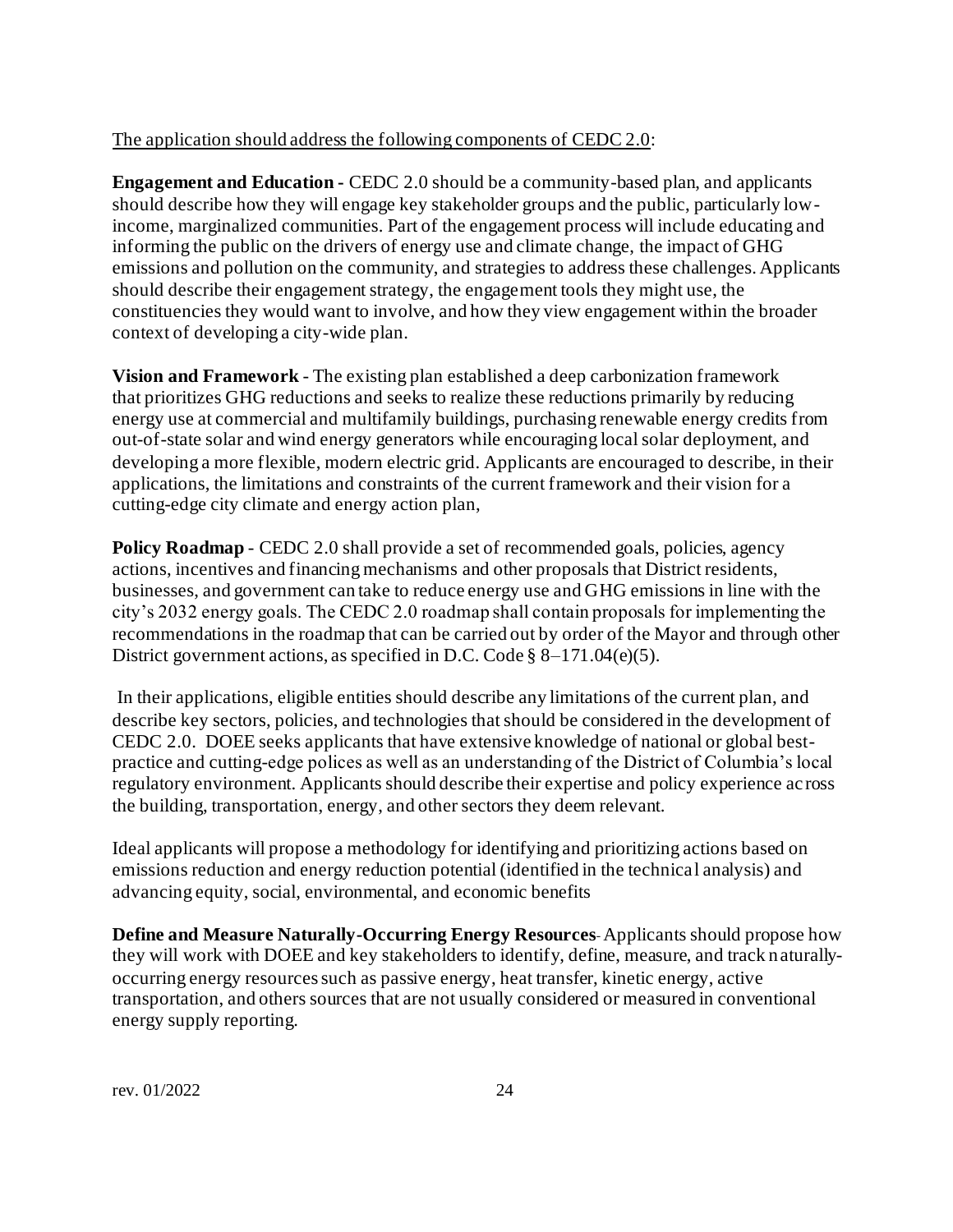<u>The application should address the following components of CEDC 2.0</u>:

**Engagement and Education -** CEDC 2.0 should be a community-based plan, and applicants should describe how they will engage key stakeholder groups and the public, particularly low-income, marginalized communities. Part of the engagement process will include educating and informing the public on the drivers of energy use and climate change, the impact of GHG emissions and pollution on the community, and strategies to address these challenges. Applicants should describe their engagement strategy, the engagement tools they might use, the constituencies they would want to involve, and how they view engagement within the broader context of developing a city-wide plan.

**Vision and Framework** - The existing plan established a deep carbonization framework that prioritizes GHG reductions and seeks to realize these reductions primarily by reducing energy use at commercial and multifamily buildings, purchasing renewable energy credits from out-of-state solar and wind energy generators while encouraging local solar deployment, and developing a more flexible, modern electric grid. Applicants are encouraged to describe, in their applications, the limitations and constraints of the current framework and their vision for a cutting-edge city climate and energy action plan,

**Policy Roadmap** - CEDC 2.0 shall provide a set of recommended goals, policies, agency actions, incentives and financing mechanisms and other proposals that District residents, businesses, and government can take to reduce energy use and GHG emissions in line with the city's 2032 energy goals. The CEDC 2.0 roadmap shall contain proposals for implementing the recommendations in the roadmap that can be carried out by order of the Mayor and through other District government actions, as specified in D.C. Code § 8–171.04(e)(5).

In their applications, eligible entities should describe any limitations of the current plan, and describe key sectors, policies, and technologies that should be considered in the development of CEDC 2.0. DOEE seeks applicants that have extensive knowledge of national or global best-practice and cutting-edge polices as well as an understanding of the District of Columbia's local regulatory environment. Applicants should describe their expertise and policy experience across the building, transportation, energy, and other sectors they deem relevant.

Ideal applicants will propose a methodology for identifying and prioritizing actions based on emissions reduction and energy reduction potential (identified in the technical analysis) and advancing equity, social, environmental, and economic benefits

**Define and Measure Naturally-Occurring Energy Resources**- Applicants should propose how they will work with DOEE and key stakeholders to identify, define, measure, and track naturally-occurring energy resources such as passive energy, heat transfer, kinetic energy, active transportation, and others sources that are not usually considered or measured in conventional energy supply reporting.

rev. 01/2022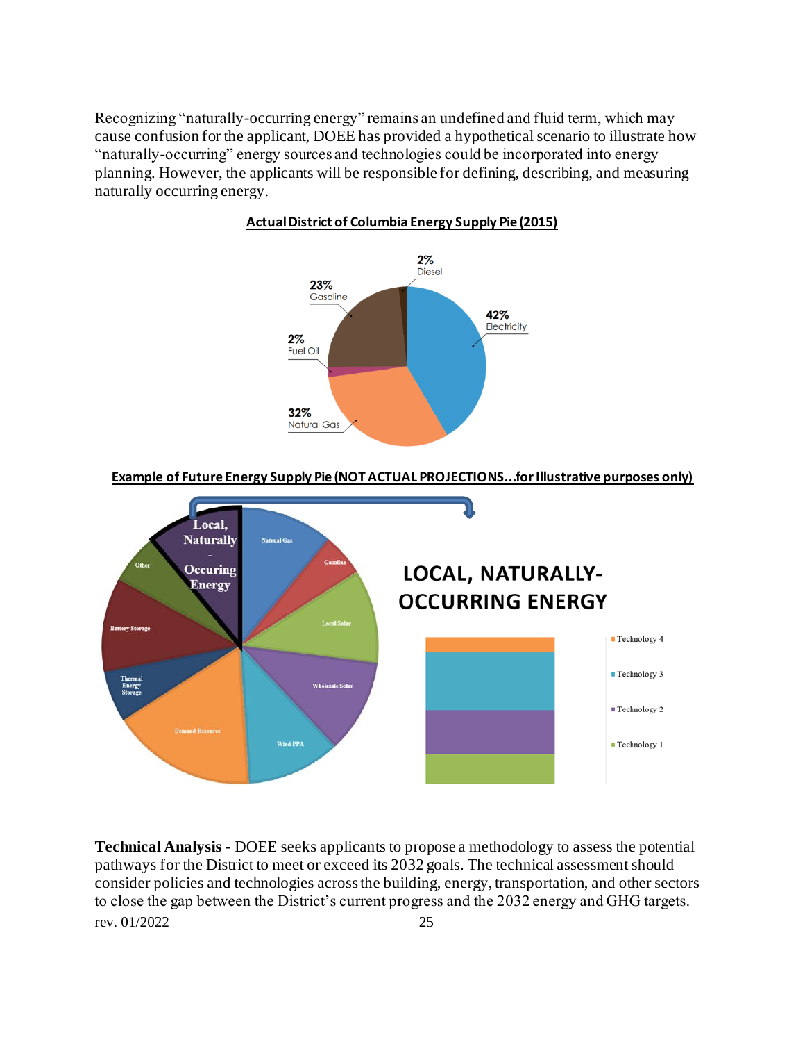Recognizing "naturally-occurring energy" remains an undefined and fluid term, which may cause confusion for the applicant, DOEE has provided a hypothetical scenario to illustrate how "naturally-occurring" energy sources and technologies could be incorporated into energy planning. However, the applicants will be responsible for defining, describing, and measuring naturally occurring energy.

**Actual District of Columbia Energy Supply Pie (2015)**

| Source | Share |
|---|---|
| Electricity | 42% |
| Natural Gas | 32% |
| Fuel Oil | 2% |
| Gasoline | 23% |
| Diesel | 2% |

**Example of Future Energy Supply Pie (NOT ACTUAL PROJECTIONS...for Illustrative purposes only)**

Pie segments: Local, Naturally-Occuring Energy; Natrual Gas; Gasoline; Local Solar; Wholesale Solar; Wind PPA; Demand Resource; Thermal Energy Storage; Battery Storage; Other

LOCAL, NATURALLY-OCCURRING ENERGY

- Technology 4
- Technology 3
- Technology 2
- Technology 1

**Technical Analysis** - DOEE seeks applicants to propose a methodology to assess the potential pathways for the District to meet or exceed its 2032 goals. The technical assessment should consider policies and technologies across the building, energy, transportation, and other sectors to close the gap between the District's current progress and the 2032 energy and GHG targets.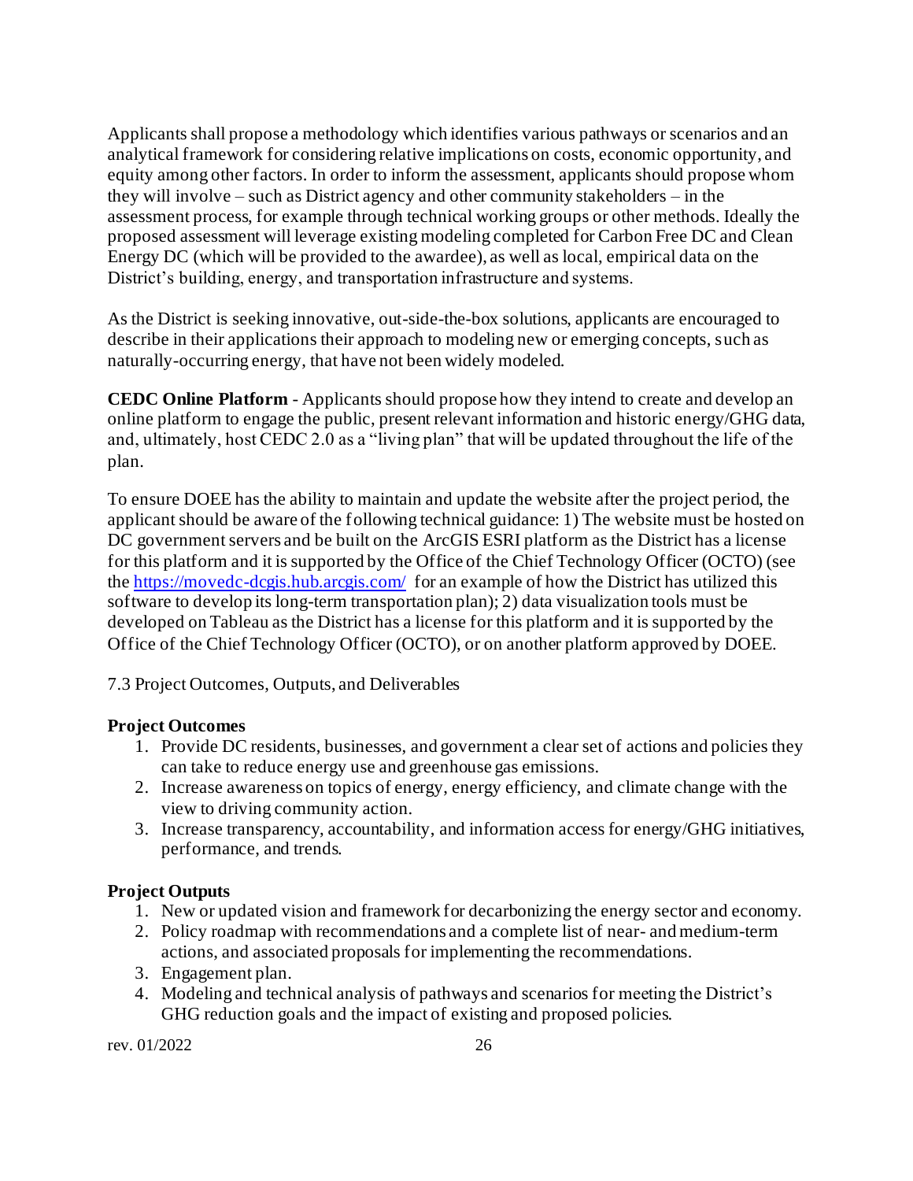Applicants shall propose a methodology which identifies various pathways or scenarios and an analytical framework for considering relative implications on costs, economic opportunity, and equity among other factors. In order to inform the assessment, applicants should propose whom they will involve – such as District agency and other community stakeholders – in the assessment process, for example through technical working groups or other methods. Ideally the proposed assessment will leverage existing modeling completed for Carbon Free DC and Clean Energy DC (which will be provided to the awardee), as well as local, empirical data on the District's building, energy, and transportation infrastructure and systems.

As the District is seeking innovative, out-side-the-box solutions, applicants are encouraged to describe in their applications their approach to modeling new or emerging concepts, such as naturally-occurring energy, that have not been widely modeled.

**CEDC Online Platform** - Applicants should propose how they intend to create and develop an online platform to engage the public, present relevant information and historic energy/GHG data, and, ultimately, host CEDC 2.0 as a "living plan" that will be updated throughout the life of the plan.

To ensure DOEE has the ability to maintain and update the website after the project period, the applicant should be aware of the following technical guidance: 1) The website must be hosted on DC government servers and be built on the ArcGIS ESRI platform as the District has a license for this platform and it is supported by the Office of the Chief Technology Officer (OCTO) (see the [https://movedc-dcgis.hub.arcgis.com/](https://movedc-dcgis.hub.arcgis.com/) for an example of how the District has utilized this software to develop its long-term transportation plan); 2) data visualization tools must be developed on Tableau as the District has a license for this platform and it is supported by the Office of the Chief Technology Officer (OCTO), or on another platform approved by DOEE.

7.3 Project Outcomes, Outputs, and Deliverables

**Project Outcomes**

1. Provide DC residents, businesses, and government a clear set of actions and policies they can take to reduce energy use and greenhouse gas emissions.
2. Increase awareness on topics of energy, energy efficiency, and climate change with the view to driving community action.
3. Increase transparency, accountability, and information access for energy/GHG initiatives, performance, and trends.

**Project Outputs**

1. New or updated vision and framework for decarbonizing the energy sector and economy.
2. Policy roadmap with recommendations and a complete list of near- and medium-term actions, and associated proposals for implementing the recommendations.
3. Engagement plan.
4. Modeling and technical analysis of pathways and scenarios for meeting the District's GHG reduction goals and the impact of existing and proposed policies.

rev. 01/2022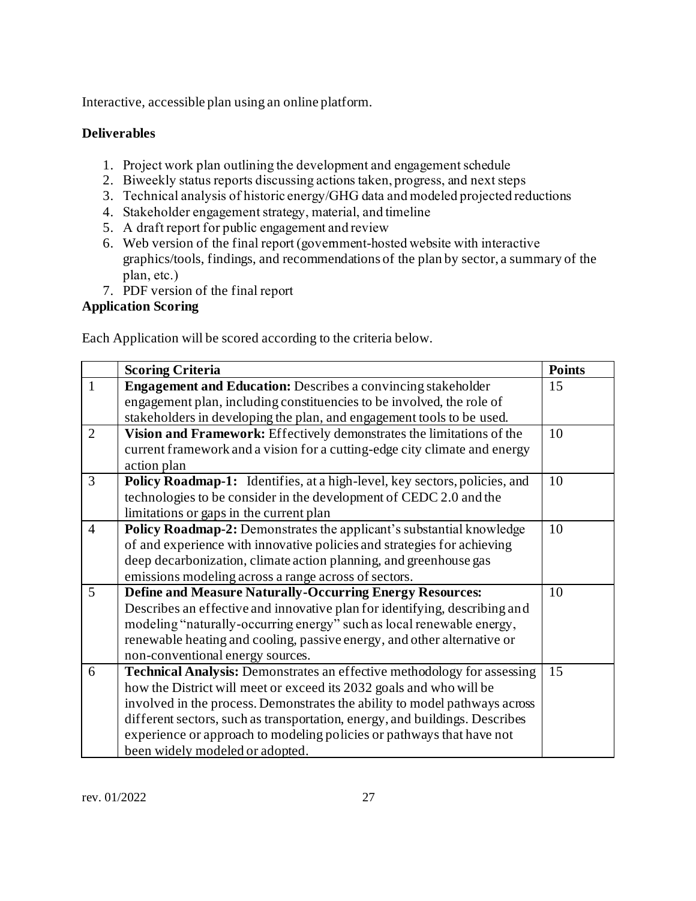Interactive, accessible plan using an online platform.

**Deliverables**

1. Project work plan outlining the development and engagement schedule
2. Biweekly status reports discussing actions taken, progress, and next steps
3. Technical analysis of historic energy/GHG data and modeled projected reductions
4. Stakeholder engagement strategy, material, and timeline
5. A draft report for public engagement and review
6. Web version of the final report (government-hosted website with interactive graphics/tools, findings, and recommendations of the plan by sector, a summary of the plan, etc.)
7. PDF version of the final report

**Application Scoring**

Each Application will be scored according to the criteria below.

| | **Scoring Criteria** | **Points** |
|---|---|---|
| 1 | **Engagement and Education:** Describes a convincing stakeholder engagement plan, including constituencies to be involved, the role of stakeholders in developing the plan, and engagement tools to be used. | 15 |
| 2 | **Vision and Framework:** Effectively demonstrates the limitations of the current framework and a vision for a cutting-edge city climate and energy action plan | 10 |
| 3 | **Policy Roadmap-1:** Identifies, at a high-level, key sectors, policies, and technologies to be consider in the development of CEDC 2.0 and the limitations or gaps in the current plan | 10 |
| 4 | **Policy Roadmap-2:** Demonstrates the applicant's substantial knowledge of and experience with innovative policies and strategies for achieving deep decarbonization, climate action planning, and greenhouse gas emissions modeling across a range across of sectors. | 10 |
| 5 | **Define and Measure Naturally-Occurring Energy Resources:** Describes an effective and innovative plan for identifying, describing and modeling "naturally-occurring energy" such as local renewable energy, renewable heating and cooling, passive energy, and other alternative or non-conventional energy sources. | 10 |
| 6 | **Technical Analysis:** Demonstrates an effective methodology for assessing how the District will meet or exceed its 2032 goals and who will be involved in the process. Demonstrates the ability to model pathways across different sectors, such as transportation, energy, and buildings. Describes experience or approach to modeling policies or pathways that have not been widely modeled or adopted. | 15 |

rev. 01/2022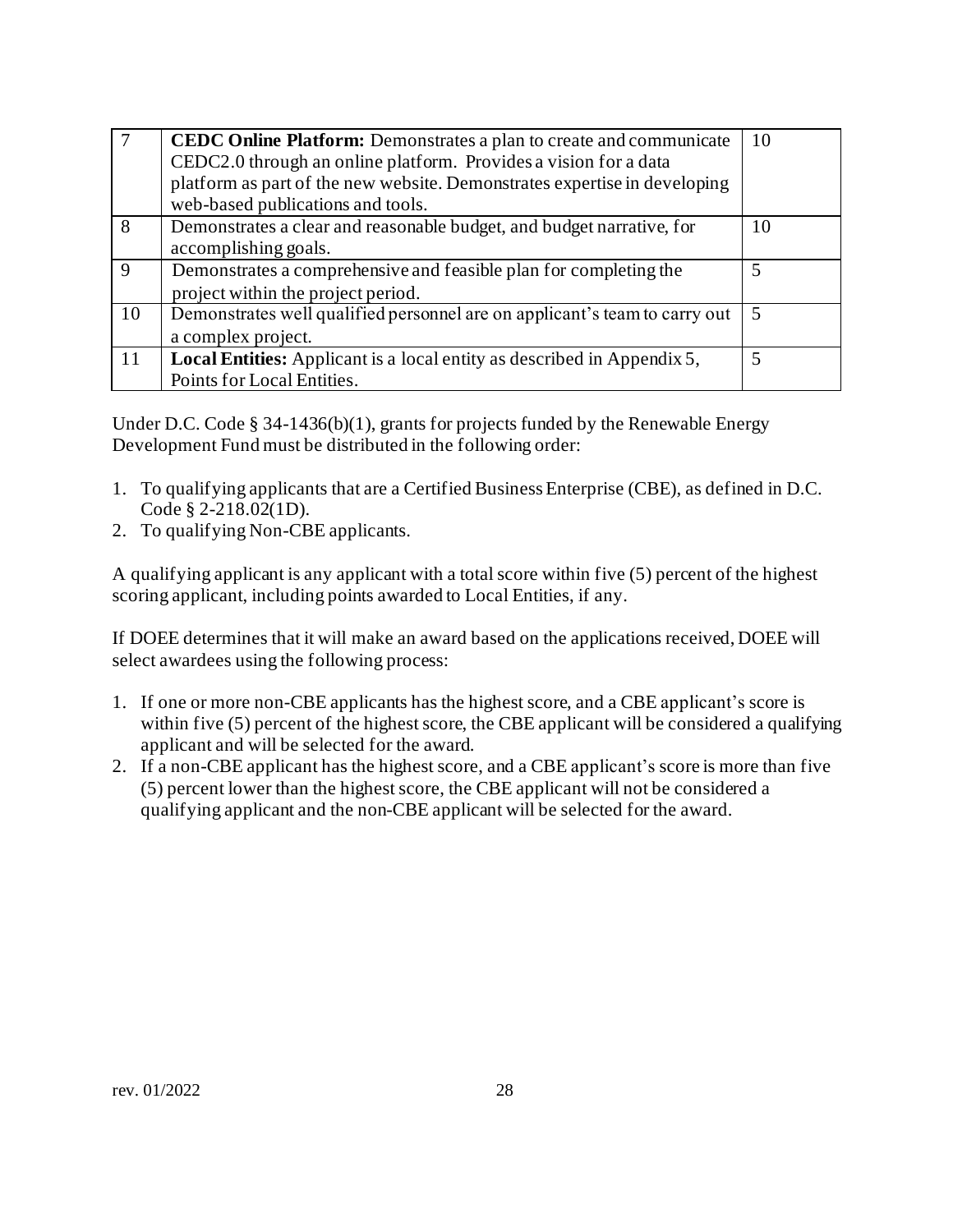| 7 | **CEDC Online Platform:** Demonstrates a plan to create and communicate CEDC2.0 through an online platform. Provides a vision for a data platform as part of the new website. Demonstrates expertise in developing web-based publications and tools. | 10 |
|---|---|---|
| 8 | Demonstrates a clear and reasonable budget, and budget narrative, for accomplishing goals. | 10 |
| 9 | Demonstrates a comprehensive and feasible plan for completing the project within the project period. | 5 |
| 10 | Demonstrates well qualified personnel are on applicant's team to carry out a complex project. | 5 |
| 11 | **Local Entities:** Applicant is a local entity as described in Appendix 5, Points for Local Entities. | 5 |

Under D.C. Code § 34-1436(b)(1), grants for projects funded by the Renewable Energy Development Fund must be distributed in the following order:

1. To qualifying applicants that are a Certified Business Enterprise (CBE), as defined in D.C. Code § 2-218.02(1D).
2. To qualifying Non-CBE applicants.

A qualifying applicant is any applicant with a total score within five (5) percent of the highest scoring applicant, including points awarded to Local Entities, if any.

If DOEE determines that it will make an award based on the applications received, DOEE will select awardees using the following process:

1. If one or more non-CBE applicants has the highest score, and a CBE applicant's score is within five (5) percent of the highest score, the CBE applicant will be considered a qualifying applicant and will be selected for the award.
2. If a non-CBE applicant has the highest score, and a CBE applicant's score is more than five (5) percent lower than the highest score, the CBE applicant will not be considered a qualifying applicant and the non-CBE applicant will be selected for the award.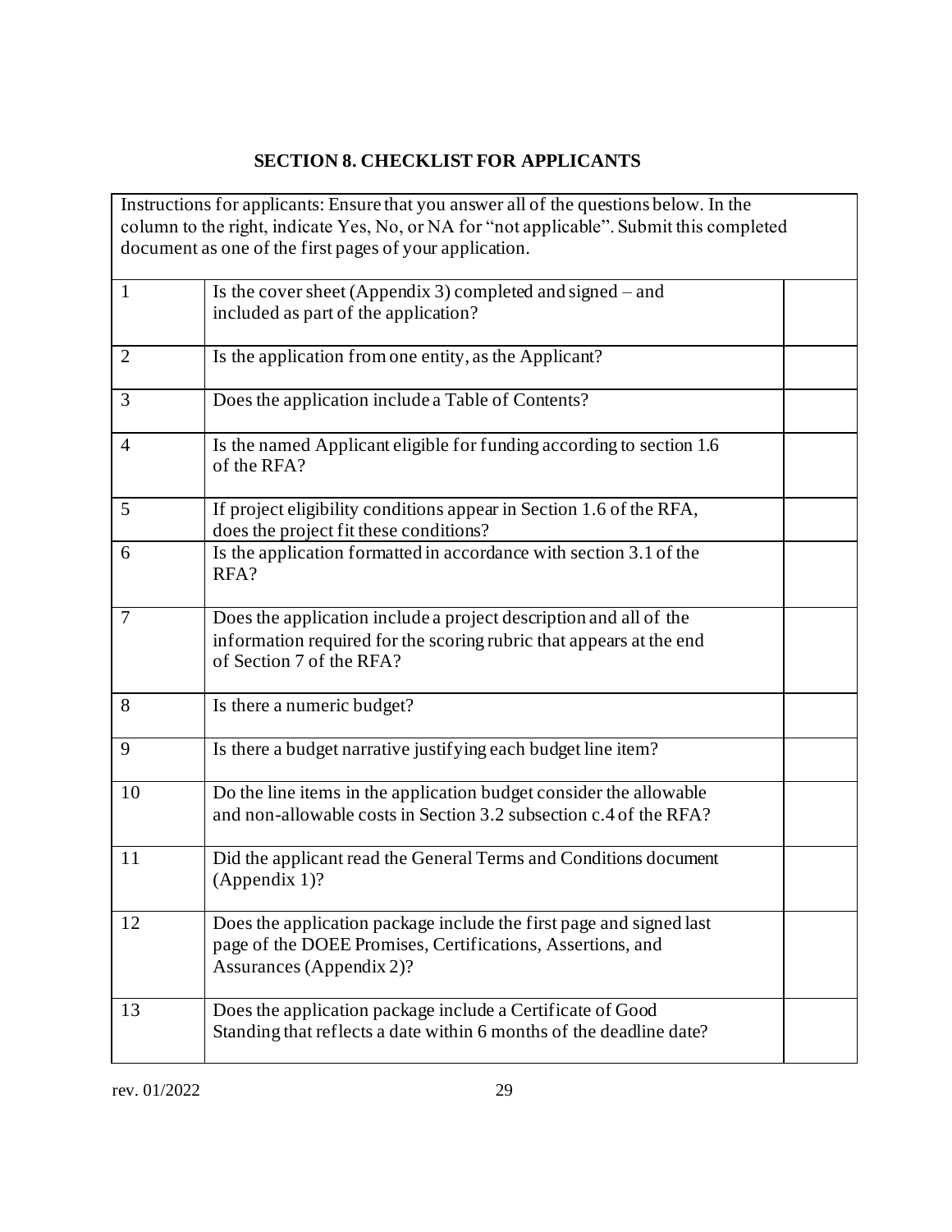## SECTION 8. CHECKLIST FOR APPLICANTS

Instructions for applicants: Ensure that you answer all of the questions below. In the column to the right, indicate Yes, No, or NA for "not applicable". Submit this completed document as one of the first pages of your application.

| | | |
|---|---|---|
| 1 | Is the cover sheet (Appendix 3) completed and signed – and included as part of the application? | |
| 2 | Is the application from one entity, as the Applicant? | |
| 3 | Does the application include a Table of Contents? | |
| 4 | Is the named Applicant eligible for funding according to section 1.6 of the RFA? | |
| 5 | If project eligibility conditions appear in Section 1.6 of the RFA, does the project fit these conditions? | |
| 6 | Is the application formatted in accordance with section 3.1 of the RFA? | |
| 7 | Does the application include a project description and all of the information required for the scoring rubric that appears at the end of Section 7 of the RFA? | |
| 8 | Is there a numeric budget? | |
| 9 | Is there a budget narrative justifying each budget line item? | |
| 10 | Do the line items in the application budget consider the allowable and non-allowable costs in Section 3.2 subsection c.4 of the RFA? | |
| 11 | Did the applicant read the General Terms and Conditions document (Appendix 1)? | |
| 12 | Does the application package include the first page and signed last page of the DOEE Promises, Certifications, Assertions, and Assurances (Appendix 2)? | |
| 13 | Does the application package include a Certificate of Good Standing that reflects a date within 6 months of the deadline date? | |

rev. 01/2022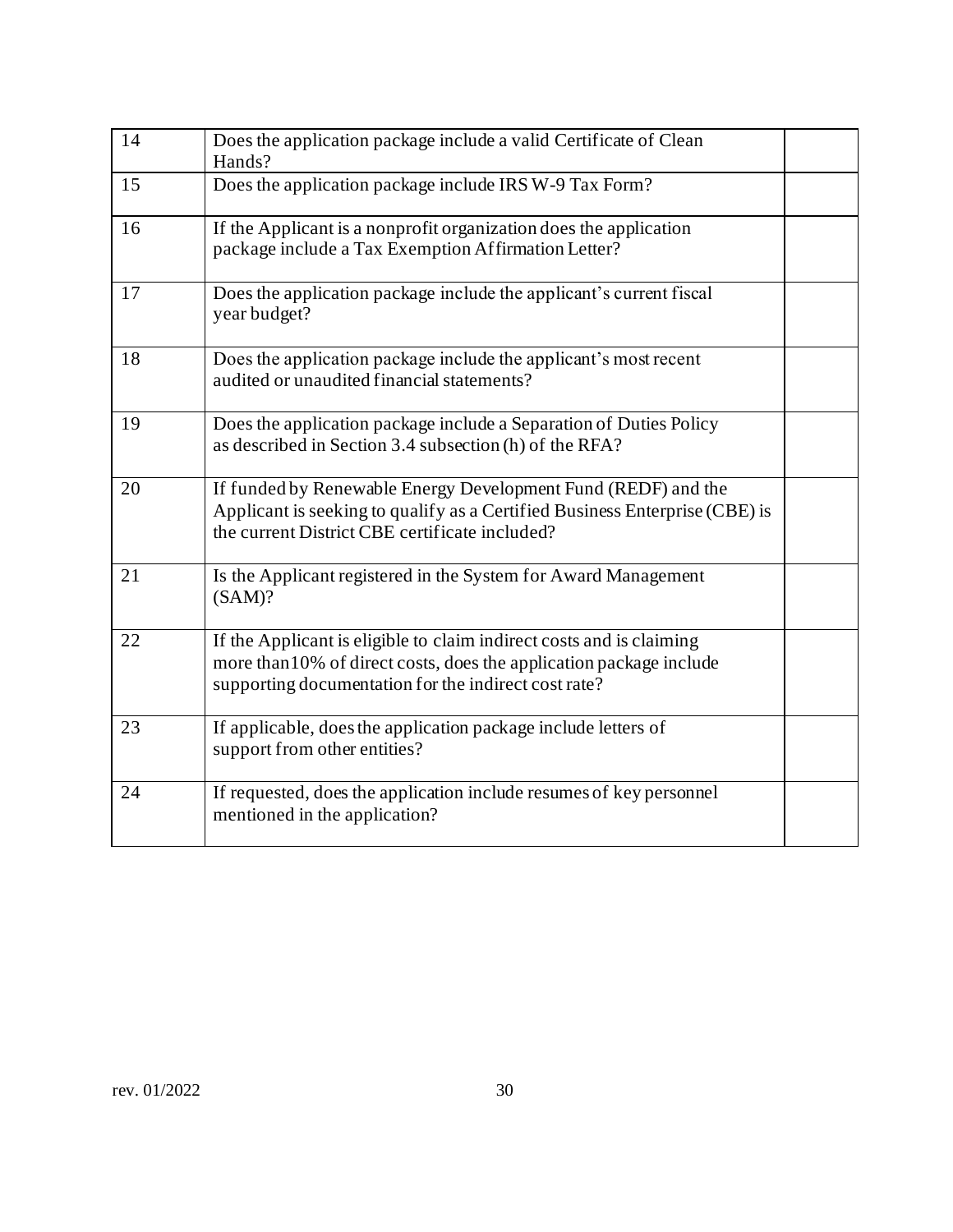| 14 | Does the application package include a valid Certificate of Clean Hands? | |
|---|---|---|
| 15 | Does the application package include IRS W-9 Tax Form? | |
| 16 | If the Applicant is a nonprofit organization does the application package include a Tax Exemption Affirmation Letter? | |
| 17 | Does the application package include the applicant's current fiscal year budget? | |
| 18 | Does the application package include the applicant's most recent audited or unaudited financial statements? | |
| 19 | Does the application package include a Separation of Duties Policy as described in Section 3.4 subsection (h) of the RFA? | |
| 20 | If funded by Renewable Energy Development Fund (REDF) and the Applicant is seeking to qualify as a Certified Business Enterprise (CBE) is the current District CBE certificate included? | |
| 21 | Is the Applicant registered in the System for Award Management (SAM)? | |
| 22 | If the Applicant is eligible to claim indirect costs and is claiming more than10% of direct costs, does the application package include supporting documentation for the indirect cost rate? | |
| 23 | If applicable, does the application package include letters of support from other entities? | |
| 24 | If requested, does the application include resumes of key personnel mentioned in the application? | |

rev. 01/2022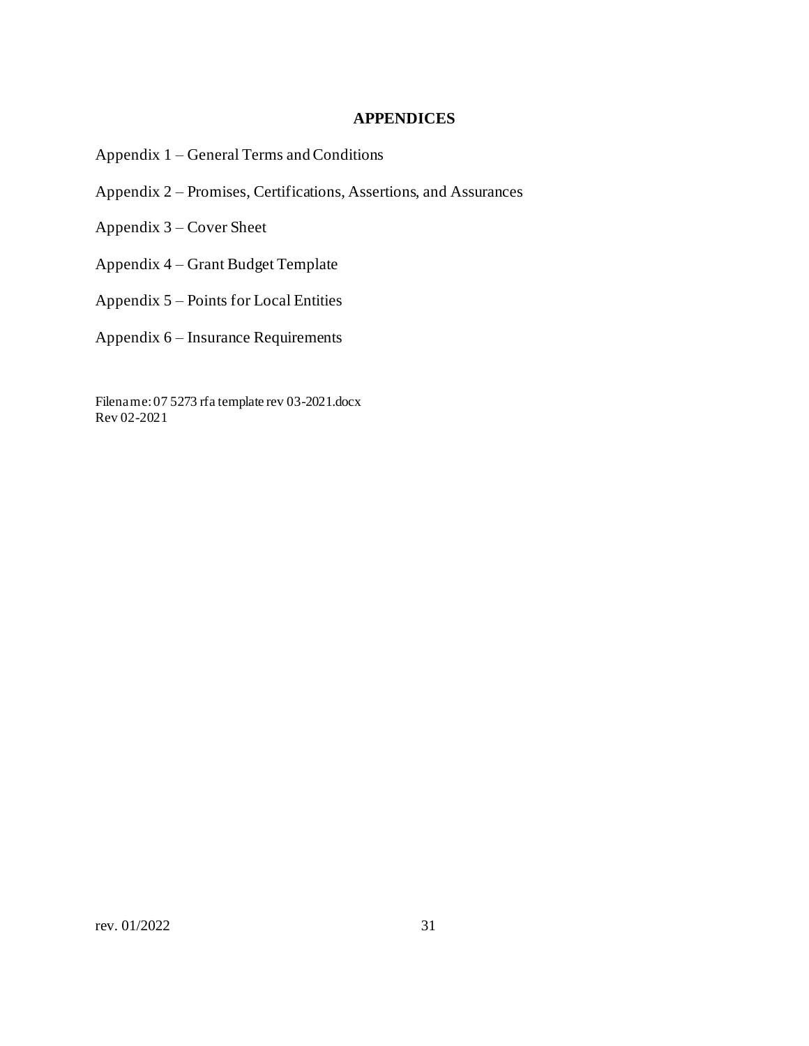# APPENDICES

Appendix 1 – General Terms and Conditions

Appendix 2 – Promises, Certifications, Assertions, and Assurances

Appendix 3 – Cover Sheet

Appendix 4 – Grant Budget Template

Appendix 5 – Points for Local Entities

Appendix 6 – Insurance Requirements

Filename: 07 5273 rfa template rev 03-2021.docx
Rev 02-2021